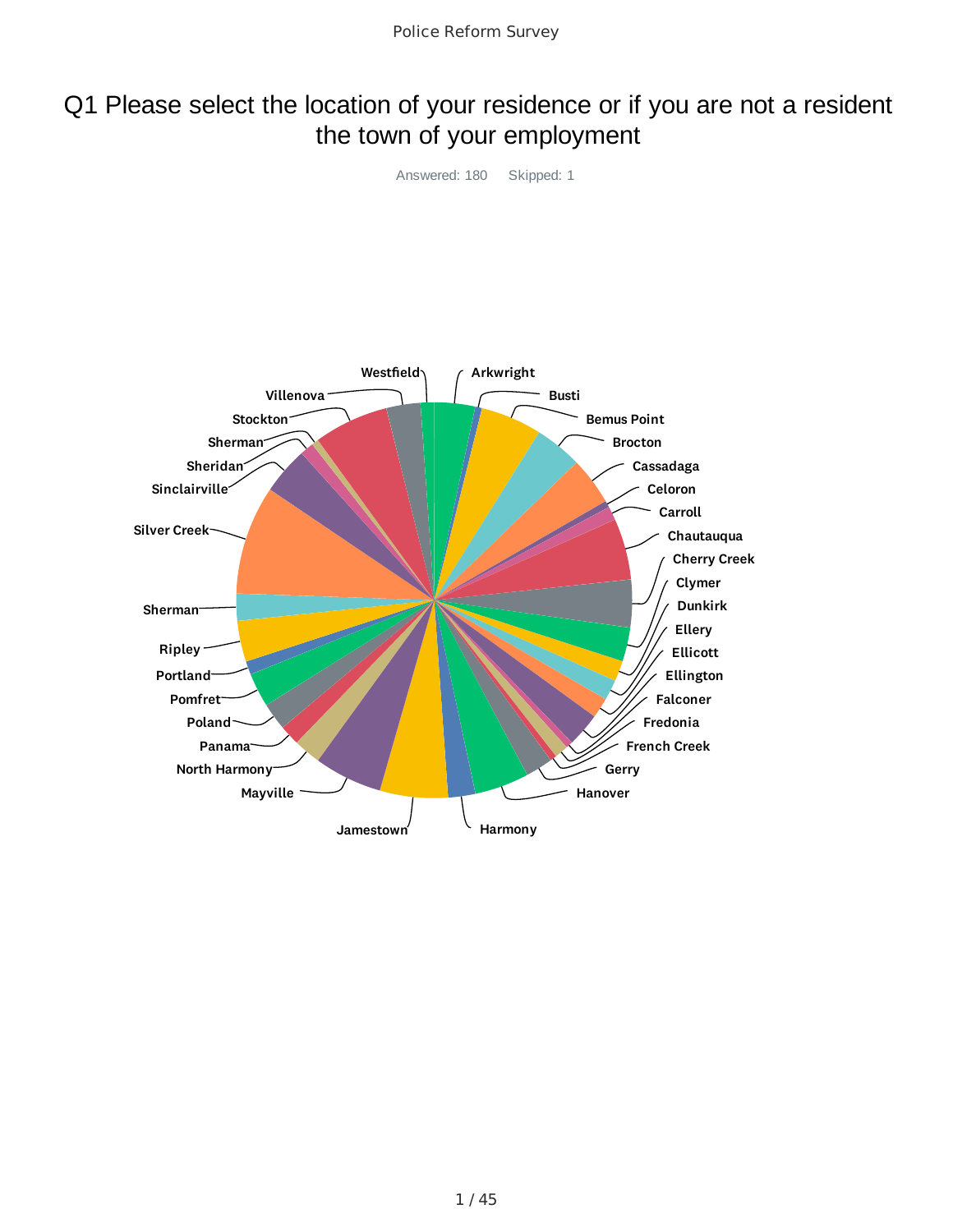# Q1 Please select the location of your residence or if you are not a resident the town of your employment

Answered: 180 Skipped: 1

Westfield
Arkwright
Busti
Bemus Point
Brocton
Cassadaga
Celoron
Carroll
Chautauqua
Cherry Creek
Clymer
Dunkirk
Ellery
Ellicott
Ellington
Falconer
Fredonia
French Creek
Gerry
Hanover
Harmony
Jamestown
Mayville
North Harmony
Panama
Poland
Pomfret
Portland
Ripley
Sherman
Silver Creek
Sinclairville
Sheridan
Sherman
Stockton
Villenova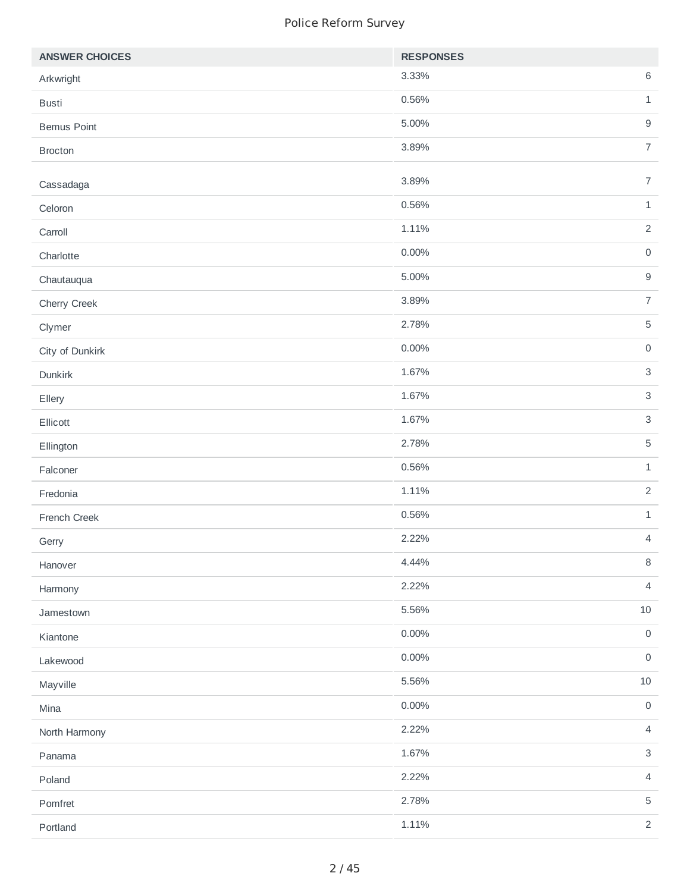Police Reform Survey

| ANSWER CHOICES | RESPONSES | |
|---|---|---|
| Arkwright | 3.33% | 6 |
| Busti | 0.56% | 1 |
| Bemus Point | 5.00% | 9 |
| Brocton | 3.89% | 7 |
| Cassadaga | 3.89% | 7 |
| Celoron | 0.56% | 1 |
| Carroll | 1.11% | 2 |
| Charlotte | 0.00% | 0 |
| Chautauqua | 5.00% | 9 |
| Cherry Creek | 3.89% | 7 |
| Clymer | 2.78% | 5 |
| City of Dunkirk | 0.00% | 0 |
| Dunkirk | 1.67% | 3 |
| Ellery | 1.67% | 3 |
| Ellicott | 1.67% | 3 |
| Ellington | 2.78% | 5 |
| Falconer | 0.56% | 1 |
| Fredonia | 1.11% | 2 |
| French Creek | 0.56% | 1 |
| Gerry | 2.22% | 4 |
| Hanover | 4.44% | 8 |
| Harmony | 2.22% | 4 |
| Jamestown | 5.56% | 10 |
| Kiantone | 0.00% | 0 |
| Lakewood | 0.00% | 0 |
| Mayville | 5.56% | 10 |
| Mina | 0.00% | 0 |
| North Harmony | 2.22% | 4 |
| Panama | 1.67% | 3 |
| Poland | 2.22% | 4 |
| Pomfret | 2.78% | 5 |
| Portland | 1.11% | 2 |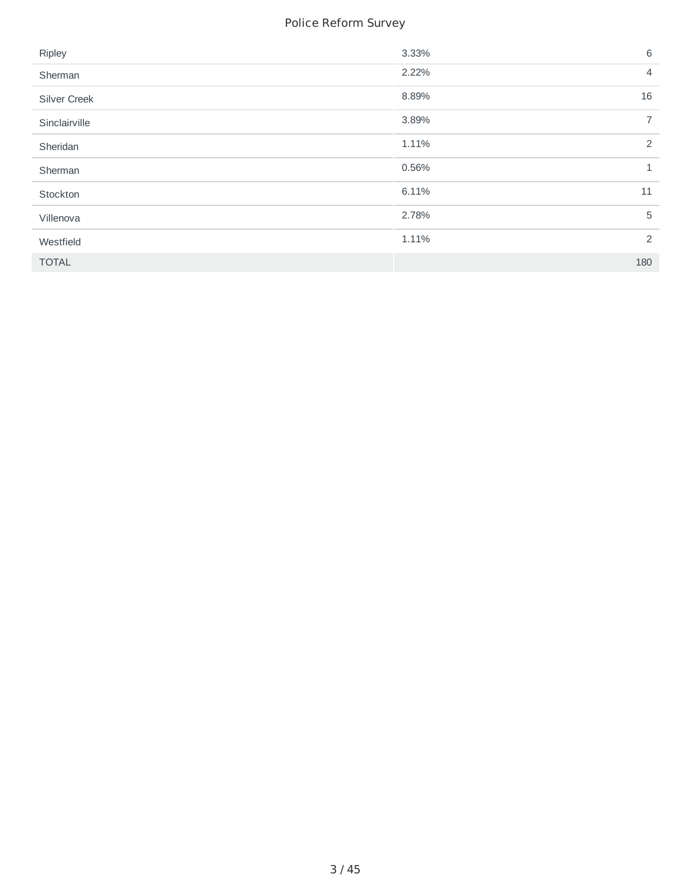| | | |
|---|---|---|
| Ripley | 3.33% | 6 |
| Sherman | 2.22% | 4 |
| Silver Creek | 8.89% | 16 |
| Sinclairville | 3.89% | 7 |
| Sheridan | 1.11% | 2 |
| Sherman | 0.56% | 1 |
| Stockton | 6.11% | 11 |
| Villenova | 2.78% | 5 |
| Westfield | 1.11% | 2 |
| TOTAL | | 180 |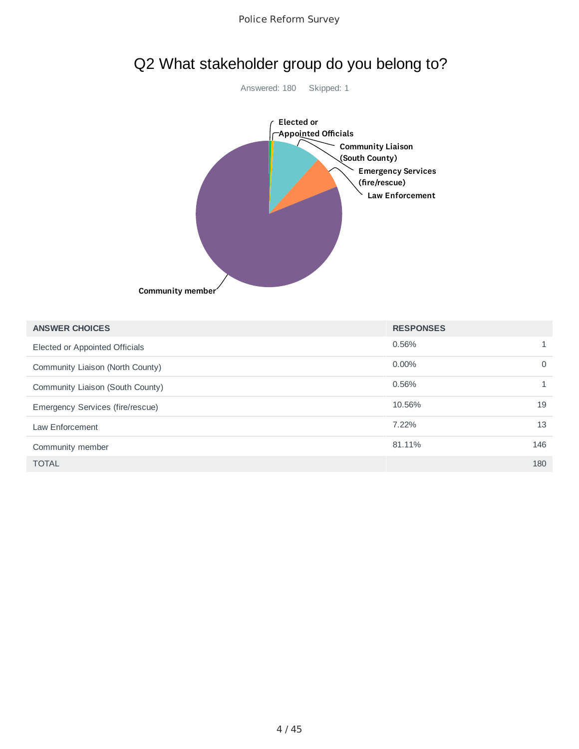## Q2 What stakeholder group do you belong to?

Answered: 180 Skipped: 1

Elected or Appointed Officials
Community Liaison (South County)
Emergency Services (fire/rescue)
Law Enforcement
Community member

| ANSWER CHOICES | RESPONSES | |
|---|---|---|
| Elected or Appointed Officials | 0.56% | 1 |
| Community Liaison (North County) | 0.00% | 0 |
| Community Liaison (South County) | 0.56% | 1 |
| Emergency Services (fire/rescue) | 10.56% | 19 |
| Law Enforcement | 7.22% | 13 |
| Community member | 81.11% | 146 |
| TOTAL | | 180 |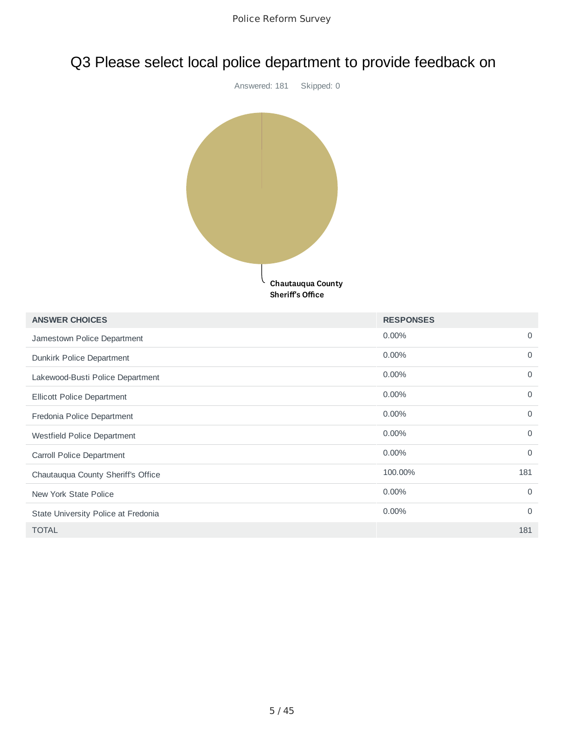# Q3 Please select local police department to provide feedback on

Answered: 181 Skipped: 0

Chautauqua County Sheriff's Office

| ANSWER CHOICES | RESPONSES | |
|---|---|---|
| Jamestown Police Department | 0.00% | 0 |
| Dunkirk Police Department | 0.00% | 0 |
| Lakewood-Busti Police Department | 0.00% | 0 |
| Ellicott Police Department | 0.00% | 0 |
| Fredonia Police Department | 0.00% | 0 |
| Westfield Police Department | 0.00% | 0 |
| Carroll Police Department | 0.00% | 0 |
| Chautauqua County Sheriff's Office | 100.00% | 181 |
| New York State Police | 0.00% | 0 |
| State University Police at Fredonia | 0.00% | 0 |
| TOTAL | | 181 |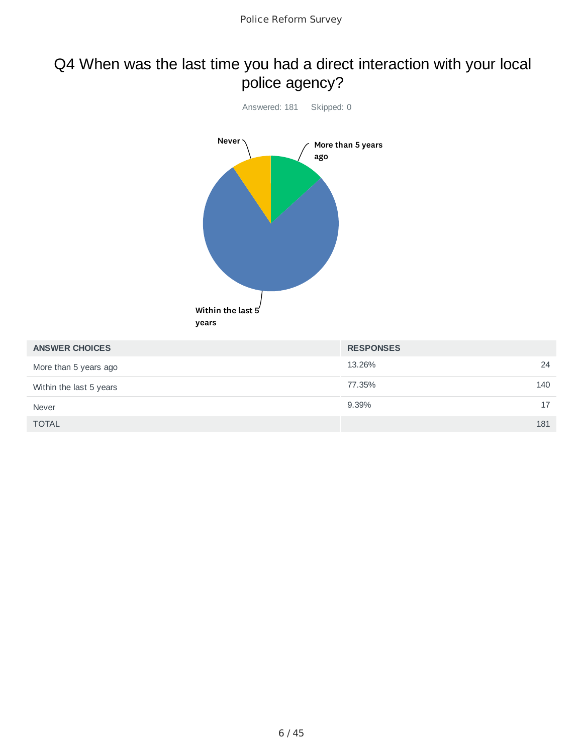# Q4 When was the last time you had a direct interaction with your local police agency?

Answered: 181 Skipped: 0

Never

More than 5 years ago

Within the last 5 years

| ANSWER CHOICES | RESPONSES | |
|---|---|---|
| More than 5 years ago | 13.26% | 24 |
| Within the last 5 years | 77.35% | 140 |
| Never | 9.39% | 17 |
| TOTAL | | 181 |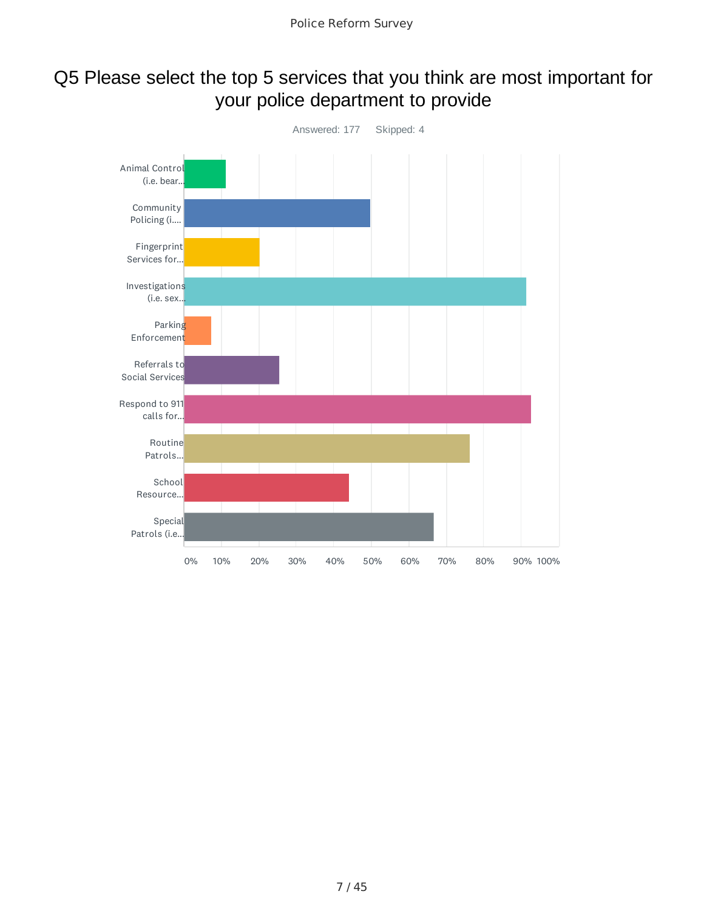## Q5 Please select the top 5 services that you think are most important for your police department to provide

Answered: 177 Skipped: 4

Animal Control (i.e. bear...

Community Policing (i....

Fingerprint Services for...

Investigations (i.e. sex...

Parking Enforcement

Referrals to Social Services

Respond to 911 calls for...

Routine Patrols...

School Resource...

Special Patrols (i.e...

0% 10% 20% 30% 40% 50% 60% 70% 80% 90% 100%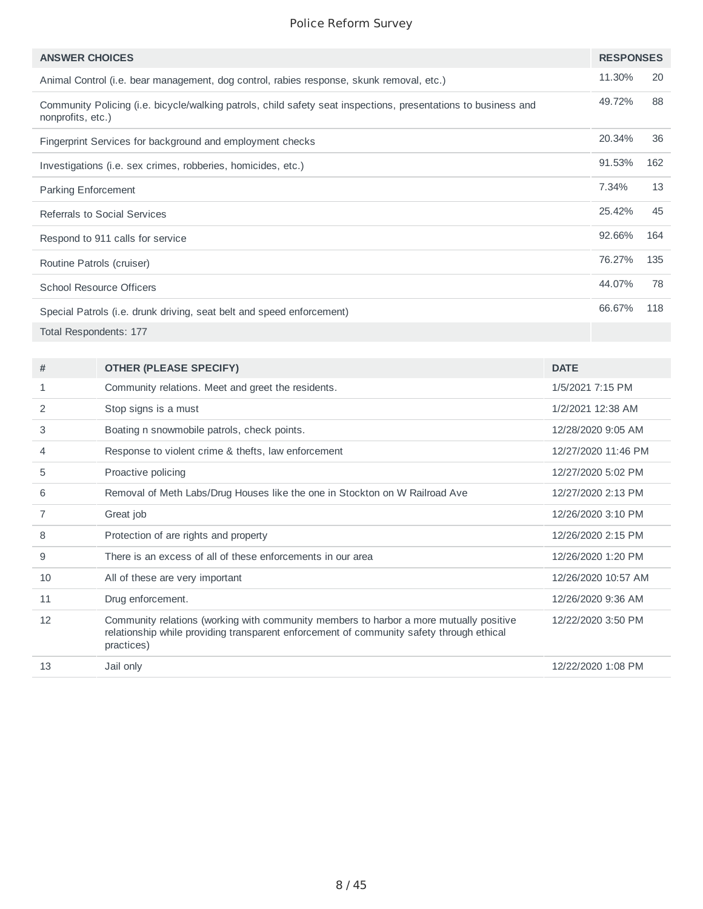| ANSWER CHOICES | RESPONSES | |
|---|---|---|
| Animal Control (i.e. bear management, dog control, rabies response, skunk removal, etc.) | 11.30% | 20 |
| Community Policing (i.e. bicycle/walking patrols, child safety seat inspections, presentations to business and nonprofits, etc.) | 49.72% | 88 |
| Fingerprint Services for background and employment checks | 20.34% | 36 |
| Investigations (i.e. sex crimes, robberies, homicides, etc.) | 91.53% | 162 |
| Parking Enforcement | 7.34% | 13 |
| Referrals to Social Services | 25.42% | 45 |
| Respond to 911 calls for service | 92.66% | 164 |
| Routine Patrols (cruiser) | 76.27% | 135 |
| School Resource Officers | 44.07% | 78 |
| Special Patrols (i.e. drunk driving, seat belt and speed enforcement) | 66.67% | 118 |
| Total Respondents: 177 | | |

| # | OTHER (PLEASE SPECIFY) | DATE |
|---|---|---|
| 1 | Community relations. Meet and greet the residents. | 1/5/2021 7:15 PM |
| 2 | Stop signs is a must | 1/2/2021 12:38 AM |
| 3 | Boating n snowmobile patrols, check points. | 12/28/2020 9:05 AM |
| 4 | Response to violent crime & thefts, law enforcement | 12/27/2020 11:46 PM |
| 5 | Proactive policing | 12/27/2020 5:02 PM |
| 6 | Removal of Meth Labs/Drug Houses like the one in Stockton on W Railroad Ave | 12/27/2020 2:13 PM |
| 7 | Great job | 12/26/2020 3:10 PM |
| 8 | Protection of are rights and property | 12/26/2020 2:15 PM |
| 9 | There is an excess of all of these enforcements in our area | 12/26/2020 1:20 PM |
| 10 | All of these are very important | 12/26/2020 10:57 AM |
| 11 | Drug enforcement. | 12/26/2020 9:36 AM |
| 12 | Community relations (working with community members to harbor a more mutually positive relationship while providing transparent enforcement of community safety through ethical practices) | 12/22/2020 3:50 PM |
| 13 | Jail only | 12/22/2020 1:08 PM |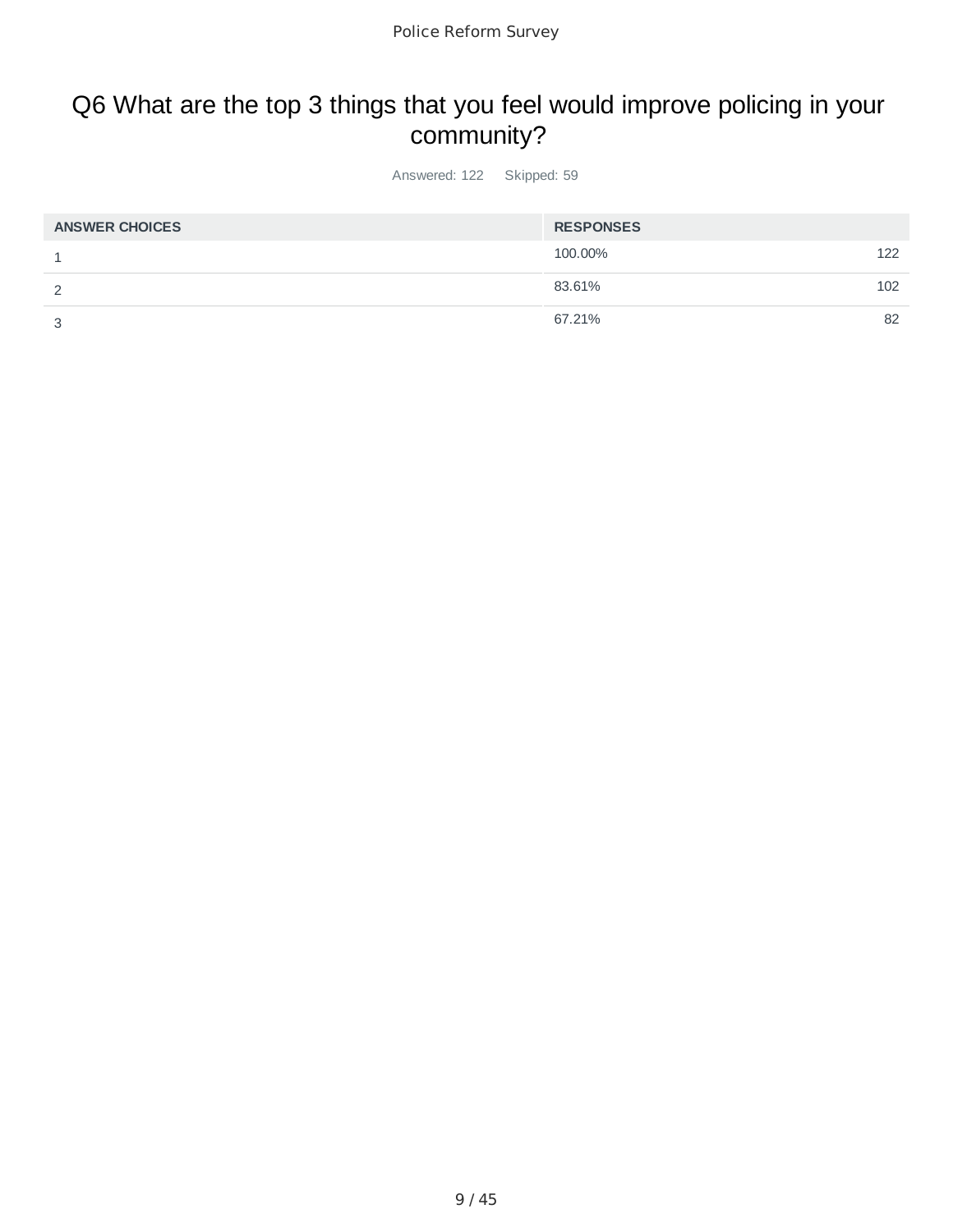## Q6 What are the top 3 things that you feel would improve policing in your community?

Answered: 122 Skipped: 59

| ANSWER CHOICES | RESPONSES | |
|---|---|---|
| 1 | 100.00% | 122 |
| 2 | 83.61% | 102 |
| 3 | 67.21% | 82 |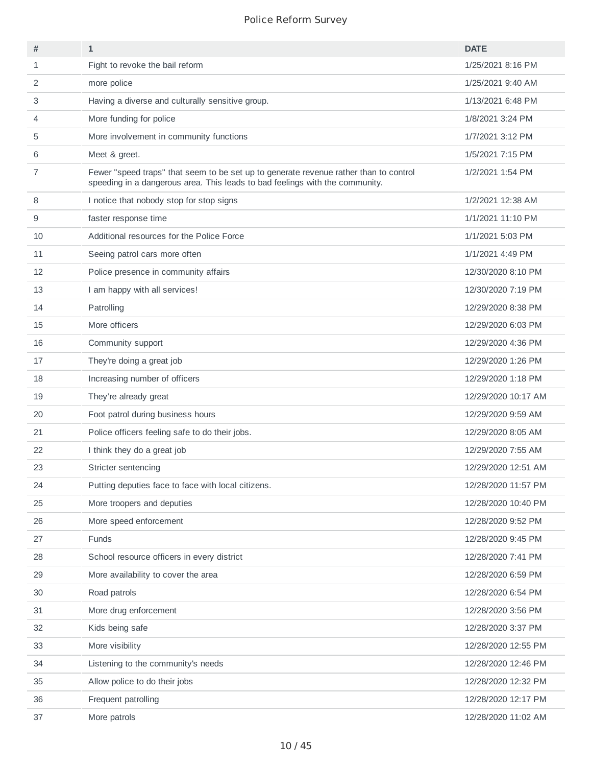| # | 1 | DATE |
| --- | --- | --- |
| 1 | Fight to revoke the bail reform | 1/25/2021 8:16 PM |
| 2 | more police | 1/25/2021 9:40 AM |
| 3 | Having a diverse and culturally sensitive group. | 1/13/2021 6:48 PM |
| 4 | More funding for police | 1/8/2021 3:24 PM |
| 5 | More involvement in community functions | 1/7/2021 3:12 PM |
| 6 | Meet & greet. | 1/5/2021 7:15 PM |
| 7 | Fewer "speed traps" that seem to be set up to generate revenue rather than to control speeding in a dangerous area. This leads to bad feelings with the community. | 1/2/2021 1:54 PM |
| 8 | I notice that nobody stop for stop signs | 1/2/2021 12:38 AM |
| 9 | faster response time | 1/1/2021 11:10 PM |
| 10 | Additional resources for the Police Force | 1/1/2021 5:03 PM |
| 11 | Seeing patrol cars more often | 1/1/2021 4:49 PM |
| 12 | Police presence in community affairs | 12/30/2020 8:10 PM |
| 13 | I am happy with all services! | 12/30/2020 7:19 PM |
| 14 | Patrolling | 12/29/2020 8:38 PM |
| 15 | More officers | 12/29/2020 6:03 PM |
| 16 | Community support | 12/29/2020 4:36 PM |
| 17 | They're doing a great job | 12/29/2020 1:26 PM |
| 18 | Increasing number of officers | 12/29/2020 1:18 PM |
| 19 | They're already great | 12/29/2020 10:17 AM |
| 20 | Foot patrol during business hours | 12/29/2020 9:59 AM |
| 21 | Police officers feeling safe to do their jobs. | 12/29/2020 8:05 AM |
| 22 | I think they do a great job | 12/29/2020 7:55 AM |
| 23 | Stricter sentencing | 12/29/2020 12:51 AM |
| 24 | Putting deputies face to face with local citizens. | 12/28/2020 11:57 PM |
| 25 | More troopers and deputies | 12/28/2020 10:40 PM |
| 26 | More speed enforcement | 12/28/2020 9:52 PM |
| 27 | Funds | 12/28/2020 9:45 PM |
| 28 | School resource officers in every district | 12/28/2020 7:41 PM |
| 29 | More availability to cover the area | 12/28/2020 6:59 PM |
| 30 | Road patrols | 12/28/2020 6:54 PM |
| 31 | More drug enforcement | 12/28/2020 3:56 PM |
| 32 | Kids being safe | 12/28/2020 3:37 PM |
| 33 | More visibility | 12/28/2020 12:55 PM |
| 34 | Listening to the community's needs | 12/28/2020 12:46 PM |
| 35 | Allow police to do their jobs | 12/28/2020 12:32 PM |
| 36 | Frequent patrolling | 12/28/2020 12:17 PM |
| 37 | More patrols | 12/28/2020 11:02 AM |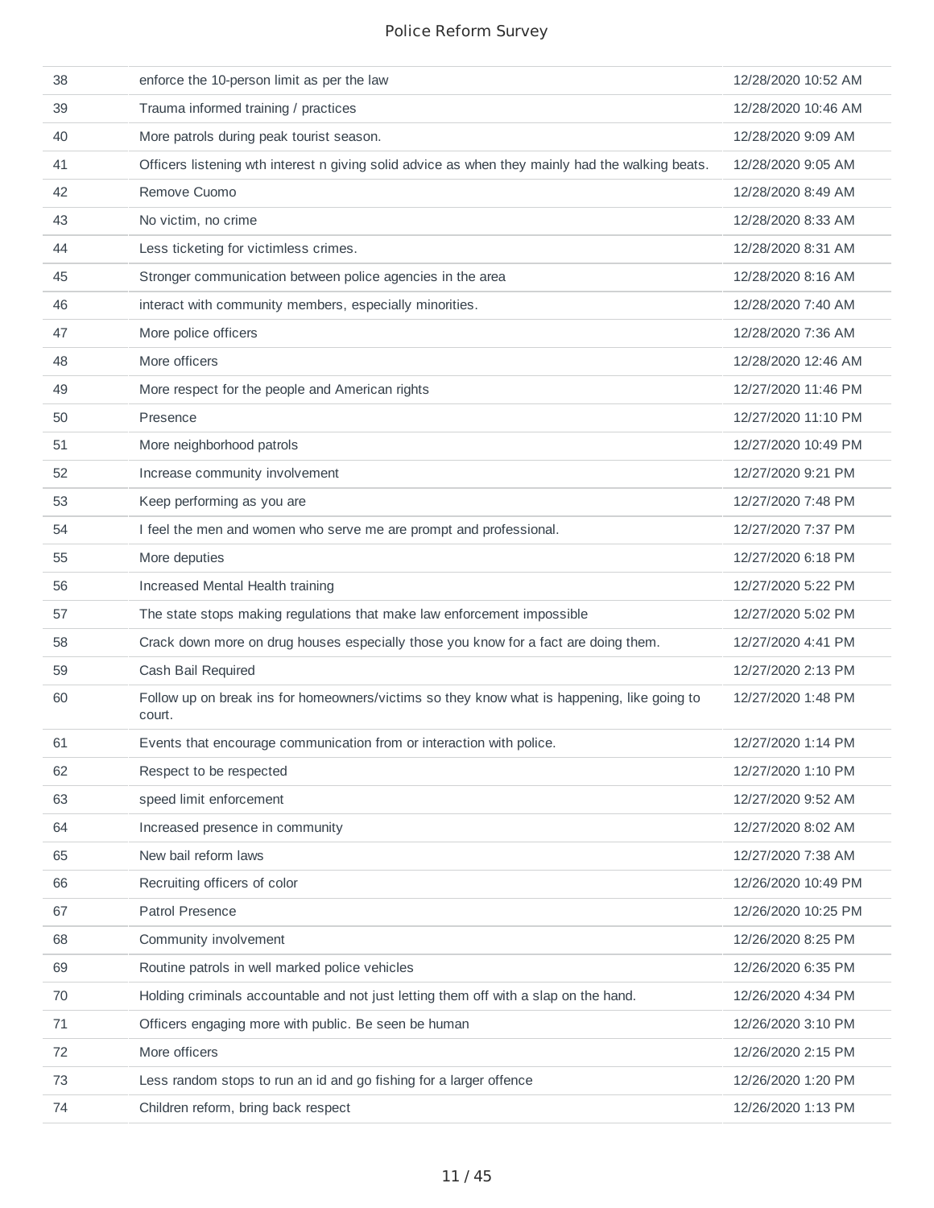| | | |
|---|---|---|
| 38 | enforce the 10-person limit as per the law | 12/28/2020 10:52 AM |
| 39 | Trauma informed training / practices | 12/28/2020 10:46 AM |
| 40 | More patrols during peak tourist season. | 12/28/2020 9:09 AM |
| 41 | Officers listening wth interest n giving solid advice as when they mainly had the walking beats. | 12/28/2020 9:05 AM |
| 42 | Remove Cuomo | 12/28/2020 8:49 AM |
| 43 | No victim, no crime | 12/28/2020 8:33 AM |
| 44 | Less ticketing for victimless crimes. | 12/28/2020 8:31 AM |
| 45 | Stronger communication between police agencies in the area | 12/28/2020 8:16 AM |
| 46 | interact with community members, especially minorities. | 12/28/2020 7:40 AM |
| 47 | More police officers | 12/28/2020 7:36 AM |
| 48 | More officers | 12/28/2020 12:46 AM |
| 49 | More respect for the people and American rights | 12/27/2020 11:46 PM |
| 50 | Presence | 12/27/2020 11:10 PM |
| 51 | More neighborhood patrols | 12/27/2020 10:49 PM |
| 52 | Increase community involvement | 12/27/2020 9:21 PM |
| 53 | Keep performing as you are | 12/27/2020 7:48 PM |
| 54 | I feel the men and women who serve me are prompt and professional. | 12/27/2020 7:37 PM |
| 55 | More deputies | 12/27/2020 6:18 PM |
| 56 | Increased Mental Health training | 12/27/2020 5:22 PM |
| 57 | The state stops making regulations that make law enforcement impossible | 12/27/2020 5:02 PM |
| 58 | Crack down more on drug houses especially those you know for a fact are doing them. | 12/27/2020 4:41 PM |
| 59 | Cash Bail Required | 12/27/2020 2:13 PM |
| 60 | Follow up on break ins for homeowners/victims so they know what is happening, like going to court. | 12/27/2020 1:48 PM |
| 61 | Events that encourage communication from or interaction with police. | 12/27/2020 1:14 PM |
| 62 | Respect to be respected | 12/27/2020 1:10 PM |
| 63 | speed limit enforcement | 12/27/2020 9:52 AM |
| 64 | Increased presence in community | 12/27/2020 8:02 AM |
| 65 | New bail reform laws | 12/27/2020 7:38 AM |
| 66 | Recruiting officers of color | 12/26/2020 10:49 PM |
| 67 | Patrol Presence | 12/26/2020 10:25 PM |
| 68 | Community involvement | 12/26/2020 8:25 PM |
| 69 | Routine patrols in well marked police vehicles | 12/26/2020 6:35 PM |
| 70 | Holding criminals accountable and not just letting them off with a slap on the hand. | 12/26/2020 4:34 PM |
| 71 | Officers engaging more with public. Be seen be human | 12/26/2020 3:10 PM |
| 72 | More officers | 12/26/2020 2:15 PM |
| 73 | Less random stops to run an id and go fishing for a larger offence | 12/26/2020 1:20 PM |
| 74 | Children reform, bring back respect | 12/26/2020 1:13 PM |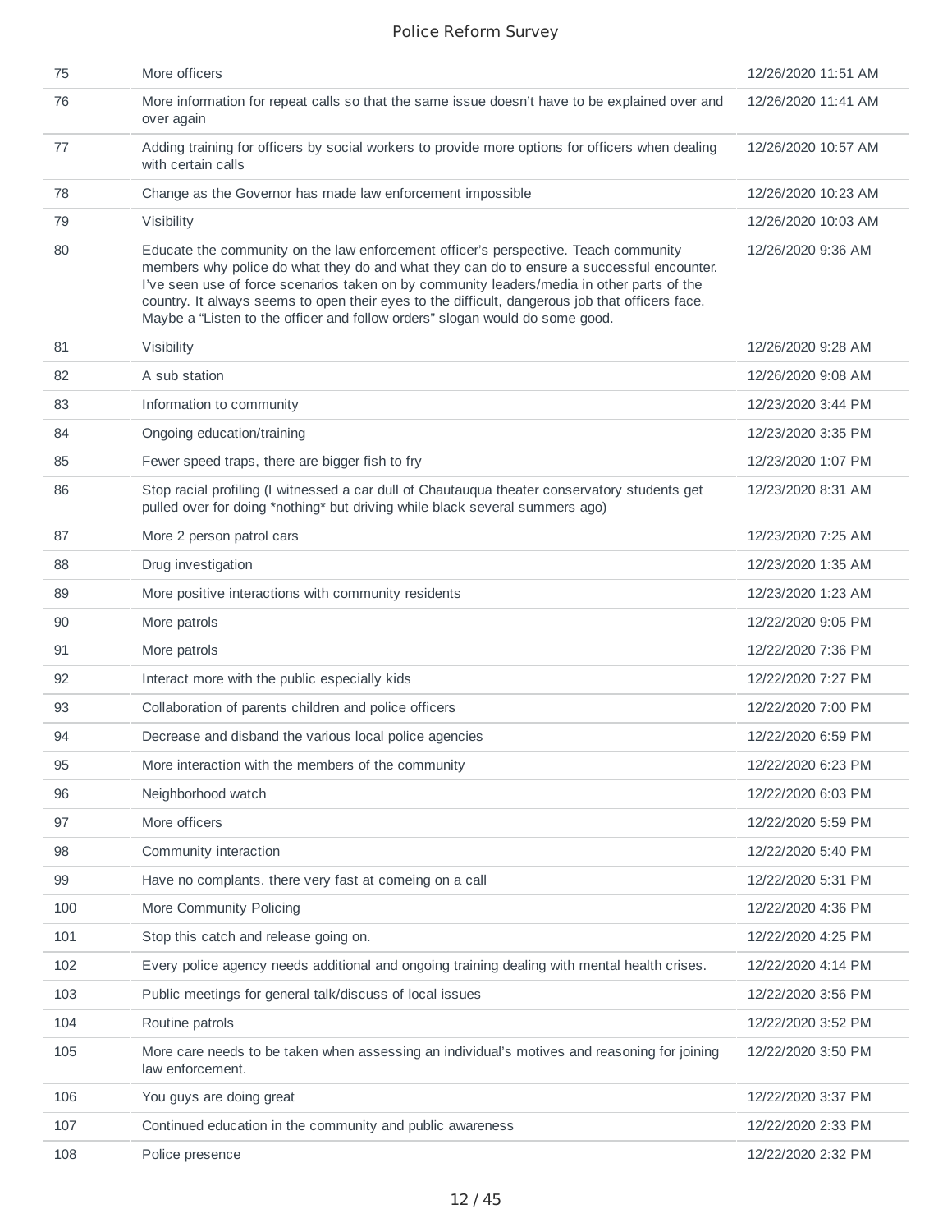| | | |
|---|---|---|
| 75 | More officers | 12/26/2020 11:51 AM |
| 76 | More information for repeat calls so that the same issue doesn't have to be explained over and over again | 12/26/2020 11:41 AM |
| 77 | Adding training for officers by social workers to provide more options for officers when dealing with certain calls | 12/26/2020 10:57 AM |
| 78 | Change as the Governor has made law enforcement impossible | 12/26/2020 10:23 AM |
| 79 | Visibility | 12/26/2020 10:03 AM |
| 80 | Educate the community on the law enforcement officer's perspective. Teach community members why police do what they do and what they can do to ensure a successful encounter. I've seen use of force scenarios taken on by community leaders/media in other parts of the country. It always seems to open their eyes to the difficult, dangerous job that officers face. Maybe a "Listen to the officer and follow orders" slogan would do some good. | 12/26/2020 9:36 AM |
| 81 | Visibility | 12/26/2020 9:28 AM |
| 82 | A sub station | 12/26/2020 9:08 AM |
| 83 | Information to community | 12/23/2020 3:44 PM |
| 84 | Ongoing education/training | 12/23/2020 3:35 PM |
| 85 | Fewer speed traps, there are bigger fish to fry | 12/23/2020 1:07 PM |
| 86 | Stop racial profiling (I witnessed a car dull of Chautauqua theater conservatory students get pulled over for doing *nothing* but driving while black several summers ago) | 12/23/2020 8:31 AM |
| 87 | More 2 person patrol cars | 12/23/2020 7:25 AM |
| 88 | Drug investigation | 12/23/2020 1:35 AM |
| 89 | More positive interactions with community residents | 12/23/2020 1:23 AM |
| 90 | More patrols | 12/22/2020 9:05 PM |
| 91 | More patrols | 12/22/2020 7:36 PM |
| 92 | Interact more with the public especially kids | 12/22/2020 7:27 PM |
| 93 | Collaboration of parents children and police officers | 12/22/2020 7:00 PM |
| 94 | Decrease and disband the various local police agencies | 12/22/2020 6:59 PM |
| 95 | More interaction with the members of the community | 12/22/2020 6:23 PM |
| 96 | Neighborhood watch | 12/22/2020 6:03 PM |
| 97 | More officers | 12/22/2020 5:59 PM |
| 98 | Community interaction | 12/22/2020 5:40 PM |
| 99 | Have no complants. there very fast at comeing on a call | 12/22/2020 5:31 PM |
| 100 | More Community Policing | 12/22/2020 4:36 PM |
| 101 | Stop this catch and release going on. | 12/22/2020 4:25 PM |
| 102 | Every police agency needs additional and ongoing training dealing with mental health crises. | 12/22/2020 4:14 PM |
| 103 | Public meetings for general talk/discuss of local issues | 12/22/2020 3:56 PM |
| 104 | Routine patrols | 12/22/2020 3:52 PM |
| 105 | More care needs to be taken when assessing an individual's motives and reasoning for joining law enforcement. | 12/22/2020 3:50 PM |
| 106 | You guys are doing great | 12/22/2020 3:37 PM |
| 107 | Continued education in the community and public awareness | 12/22/2020 2:33 PM |
| 108 | Police presence | 12/22/2020 2:32 PM |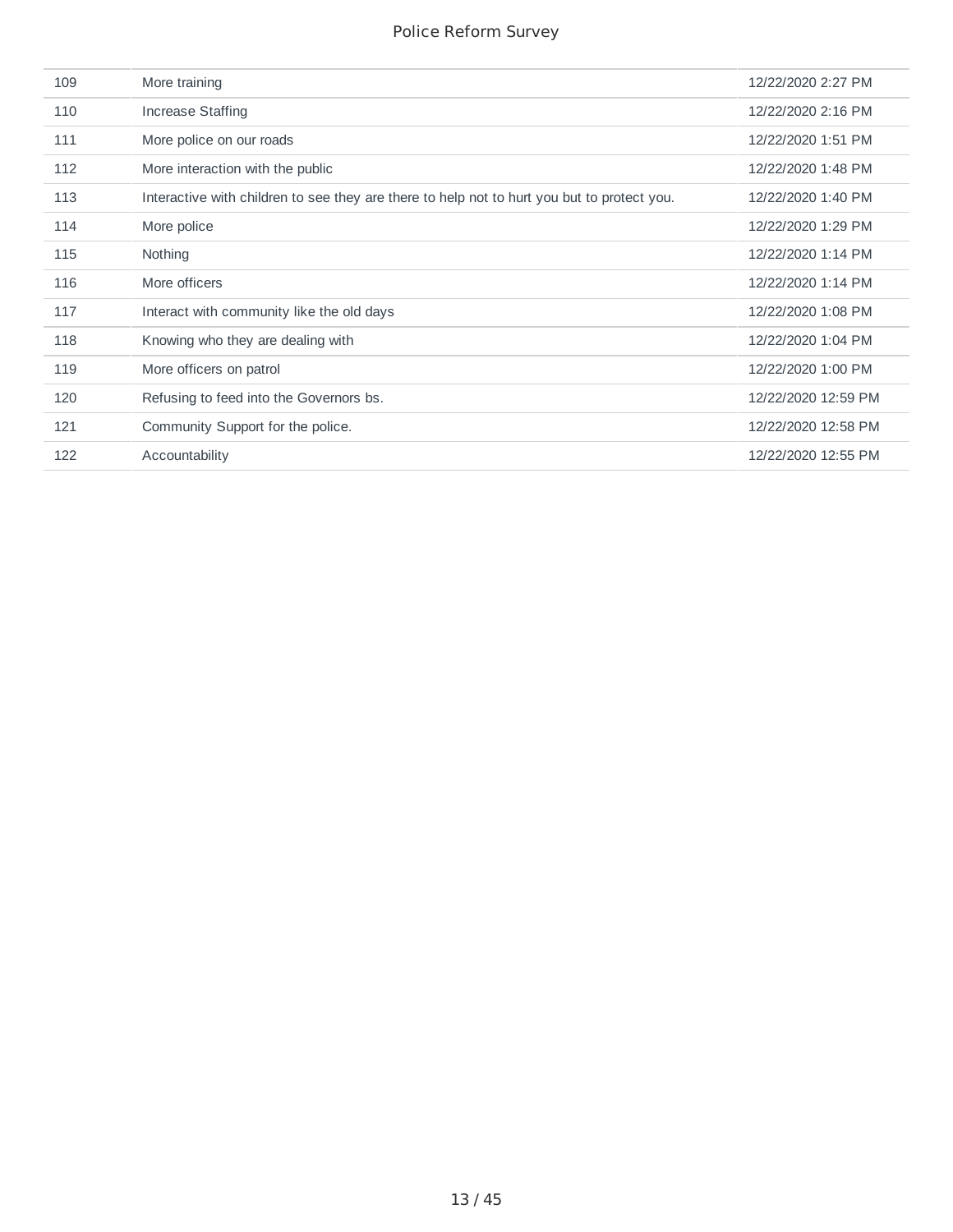| | | |
|---|---|---|
| 109 | More training | 12/22/2020 2:27 PM |
| 110 | Increase Staffing | 12/22/2020 2:16 PM |
| 111 | More police on our roads | 12/22/2020 1:51 PM |
| 112 | More interaction with the public | 12/22/2020 1:48 PM |
| 113 | Interactive with children to see they are there to help not to hurt you but to protect you. | 12/22/2020 1:40 PM |
| 114 | More police | 12/22/2020 1:29 PM |
| 115 | Nothing | 12/22/2020 1:14 PM |
| 116 | More officers | 12/22/2020 1:14 PM |
| 117 | Interact with community like the old days | 12/22/2020 1:08 PM |
| 118 | Knowing who they are dealing with | 12/22/2020 1:04 PM |
| 119 | More officers on patrol | 12/22/2020 1:00 PM |
| 120 | Refusing to feed into the Governors bs. | 12/22/2020 12:59 PM |
| 121 | Community Support for the police. | 12/22/2020 12:58 PM |
| 122 | Accountability | 12/22/2020 12:55 PM |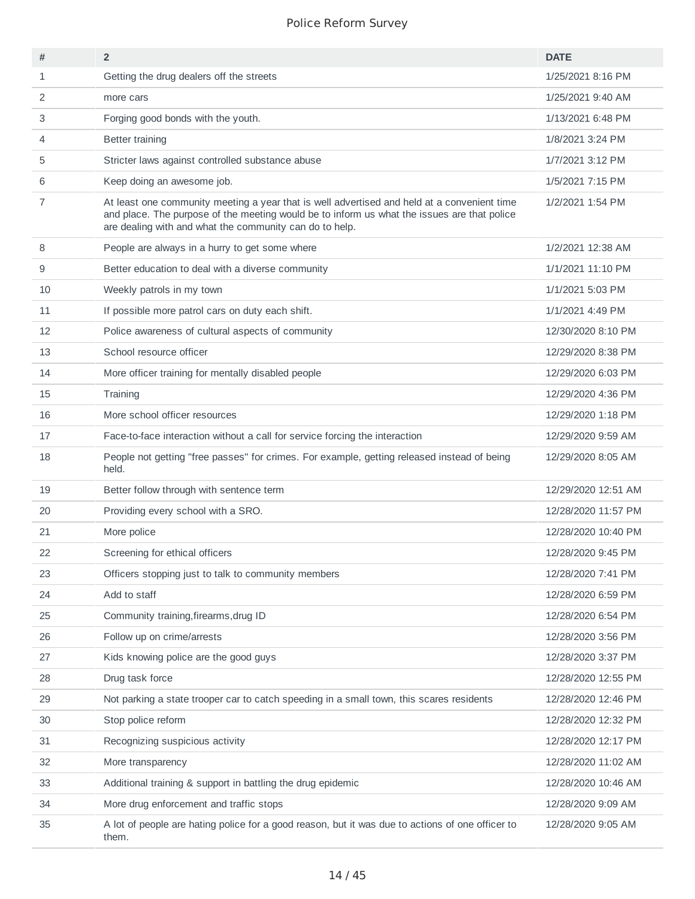| # | 2 | DATE |
| --- | --- | --- |
| 1 | Getting the drug dealers off the streets | 1/25/2021 8:16 PM |
| 2 | more cars | 1/25/2021 9:40 AM |
| 3 | Forging good bonds with the youth. | 1/13/2021 6:48 PM |
| 4 | Better training | 1/8/2021 3:24 PM |
| 5 | Stricter laws against controlled substance abuse | 1/7/2021 3:12 PM |
| 6 | Keep doing an awesome job. | 1/5/2021 7:15 PM |
| 7 | At least one community meeting a year that is well advertised and held at a convenient time and place. The purpose of the meeting would be to inform us what the issues are that police are dealing with and what the community can do to help. | 1/2/2021 1:54 PM |
| 8 | People are always in a hurry to get some where | 1/2/2021 12:38 AM |
| 9 | Better education to deal with a diverse community | 1/1/2021 11:10 PM |
| 10 | Weekly patrols in my town | 1/1/2021 5:03 PM |
| 11 | If possible more patrol cars on duty each shift. | 1/1/2021 4:49 PM |
| 12 | Police awareness of cultural aspects of community | 12/30/2020 8:10 PM |
| 13 | School resource officer | 12/29/2020 8:38 PM |
| 14 | More officer training for mentally disabled people | 12/29/2020 6:03 PM |
| 15 | Training | 12/29/2020 4:36 PM |
| 16 | More school officer resources | 12/29/2020 1:18 PM |
| 17 | Face-to-face interaction without a call for service forcing the interaction | 12/29/2020 9:59 AM |
| 18 | People not getting "free passes" for crimes. For example, getting released instead of being held. | 12/29/2020 8:05 AM |
| 19 | Better follow through with sentence term | 12/29/2020 12:51 AM |
| 20 | Providing every school with a SRO. | 12/28/2020 11:57 PM |
| 21 | More police | 12/28/2020 10:40 PM |
| 22 | Screening for ethical officers | 12/28/2020 9:45 PM |
| 23 | Officers stopping just to talk to community members | 12/28/2020 7:41 PM |
| 24 | Add to staff | 12/28/2020 6:59 PM |
| 25 | Community training,firearms,drug ID | 12/28/2020 6:54 PM |
| 26 | Follow up on crime/arrests | 12/28/2020 3:56 PM |
| 27 | Kids knowing police are the good guys | 12/28/2020 3:37 PM |
| 28 | Drug task force | 12/28/2020 12:55 PM |
| 29 | Not parking a state trooper car to catch speeding in a small town, this scares residents | 12/28/2020 12:46 PM |
| 30 | Stop police reform | 12/28/2020 12:32 PM |
| 31 | Recognizing suspicious activity | 12/28/2020 12:17 PM |
| 32 | More transparency | 12/28/2020 11:02 AM |
| 33 | Additional training & support in battling the drug epidemic | 12/28/2020 10:46 AM |
| 34 | More drug enforcement and traffic stops | 12/28/2020 9:09 AM |
| 35 | A lot of people are hating police for a good reason, but it was due to actions of one officer to them. | 12/28/2020 9:05 AM |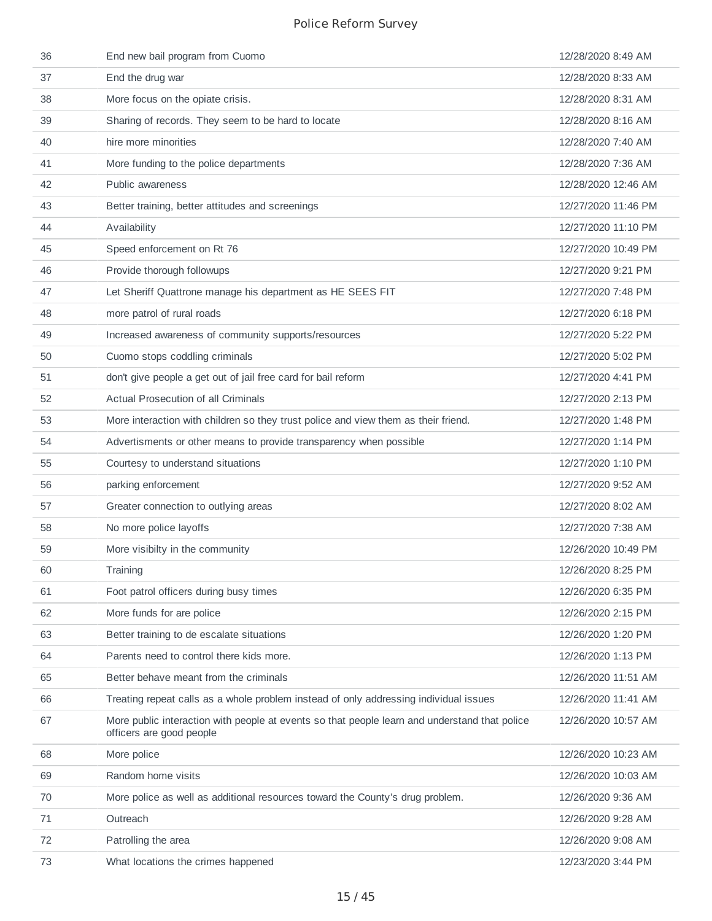| 36 | End new bail program from Cuomo | 12/28/2020 8:49 AM |
|---|---|---|
| 37 | End the drug war | 12/28/2020 8:33 AM |
| 38 | More focus on the opiate crisis. | 12/28/2020 8:31 AM |
| 39 | Sharing of records. They seem to be hard to locate | 12/28/2020 8:16 AM |
| 40 | hire more minorities | 12/28/2020 7:40 AM |
| 41 | More funding to the police departments | 12/28/2020 7:36 AM |
| 42 | Public awareness | 12/28/2020 12:46 AM |
| 43 | Better training, better attitudes and screenings | 12/27/2020 11:46 PM |
| 44 | Availability | 12/27/2020 11:10 PM |
| 45 | Speed enforcement on Rt 76 | 12/27/2020 10:49 PM |
| 46 | Provide thorough followups | 12/27/2020 9:21 PM |
| 47 | Let Sheriff Quattrone manage his department as HE SEES FIT | 12/27/2020 7:48 PM |
| 48 | more patrol of rural roads | 12/27/2020 6:18 PM |
| 49 | Increased awareness of community supports/resources | 12/27/2020 5:22 PM |
| 50 | Cuomo stops coddling criminals | 12/27/2020 5:02 PM |
| 51 | don't give people a get out of jail free card for bail reform | 12/27/2020 4:41 PM |
| 52 | Actual Prosecution of all Criminals | 12/27/2020 2:13 PM |
| 53 | More interaction with children so they trust police and view them as their friend. | 12/27/2020 1:48 PM |
| 54 | Advertisments or other means to provide transparency when possible | 12/27/2020 1:14 PM |
| 55 | Courtesy to understand situations | 12/27/2020 1:10 PM |
| 56 | parking enforcement | 12/27/2020 9:52 AM |
| 57 | Greater connection to outlying areas | 12/27/2020 8:02 AM |
| 58 | No more police layoffs | 12/27/2020 7:38 AM |
| 59 | More visibilty in the community | 12/26/2020 10:49 PM |
| 60 | Training | 12/26/2020 8:25 PM |
| 61 | Foot patrol officers during busy times | 12/26/2020 6:35 PM |
| 62 | More funds for are police | 12/26/2020 2:15 PM |
| 63 | Better training to de escalate situations | 12/26/2020 1:20 PM |
| 64 | Parents need to control there kids more. | 12/26/2020 1:13 PM |
| 65 | Better behave meant from the criminals | 12/26/2020 11:51 AM |
| 66 | Treating repeat calls as a whole problem instead of only addressing individual issues | 12/26/2020 11:41 AM |
| 67 | More public interaction with people at events so that people learn and understand that police officers are good people | 12/26/2020 10:57 AM |
| 68 | More police | 12/26/2020 10:23 AM |
| 69 | Random home visits | 12/26/2020 10:03 AM |
| 70 | More police as well as additional resources toward the County's drug problem. | 12/26/2020 9:36 AM |
| 71 | Outreach | 12/26/2020 9:28 AM |
| 72 | Patrolling the area | 12/26/2020 9:08 AM |
| 73 | What locations the crimes happened | 12/23/2020 3:44 PM |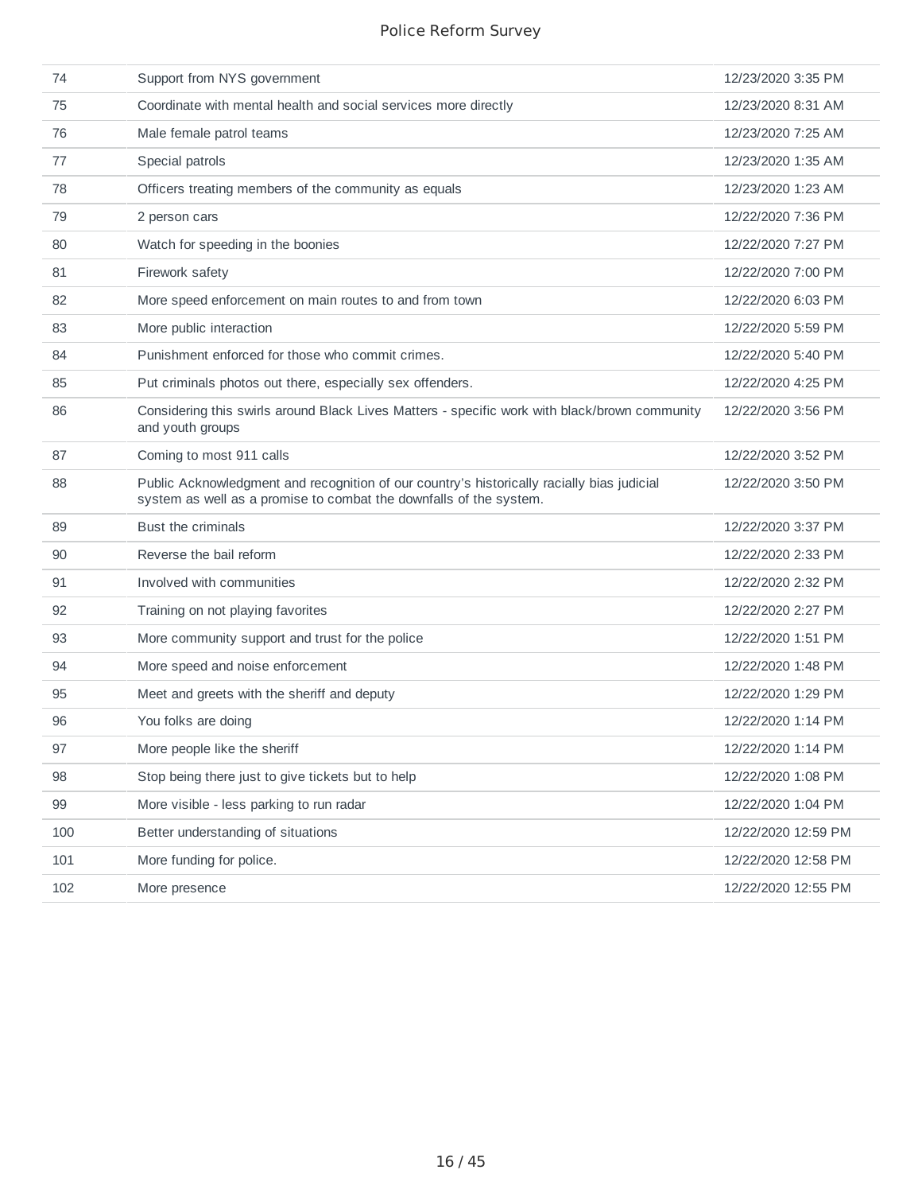| | | |
|---|---|---|
| 74 | Support from NYS government | 12/23/2020 3:35 PM |
| 75 | Coordinate with mental health and social services more directly | 12/23/2020 8:31 AM |
| 76 | Male female patrol teams | 12/23/2020 7:25 AM |
| 77 | Special patrols | 12/23/2020 1:35 AM |
| 78 | Officers treating members of the community as equals | 12/23/2020 1:23 AM |
| 79 | 2 person cars | 12/22/2020 7:36 PM |
| 80 | Watch for speeding in the boonies | 12/22/2020 7:27 PM |
| 81 | Firework safety | 12/22/2020 7:00 PM |
| 82 | More speed enforcement on main routes to and from town | 12/22/2020 6:03 PM |
| 83 | More public interaction | 12/22/2020 5:59 PM |
| 84 | Punishment enforced for those who commit crimes. | 12/22/2020 5:40 PM |
| 85 | Put criminals photos out there, especially sex offenders. | 12/22/2020 4:25 PM |
| 86 | Considering this swirls around Black Lives Matters - specific work with black/brown community and youth groups | 12/22/2020 3:56 PM |
| 87 | Coming to most 911 calls | 12/22/2020 3:52 PM |
| 88 | Public Acknowledgment and recognition of our country's historically racially bias judicial system as well as a promise to combat the downfalls of the system. | 12/22/2020 3:50 PM |
| 89 | Bust the criminals | 12/22/2020 3:37 PM |
| 90 | Reverse the bail reform | 12/22/2020 2:33 PM |
| 91 | Involved with communities | 12/22/2020 2:32 PM |
| 92 | Training on not playing favorites | 12/22/2020 2:27 PM |
| 93 | More community support and trust for the police | 12/22/2020 1:51 PM |
| 94 | More speed and noise enforcement | 12/22/2020 1:48 PM |
| 95 | Meet and greets with the sheriff and deputy | 12/22/2020 1:29 PM |
| 96 | You folks are doing | 12/22/2020 1:14 PM |
| 97 | More people like the sheriff | 12/22/2020 1:14 PM |
| 98 | Stop being there just to give tickets but to help | 12/22/2020 1:08 PM |
| 99 | More visible - less parking to run radar | 12/22/2020 1:04 PM |
| 100 | Better understanding of situations | 12/22/2020 12:59 PM |
| 101 | More funding for police. | 12/22/2020 12:58 PM |
| 102 | More presence | 12/22/2020 12:55 PM |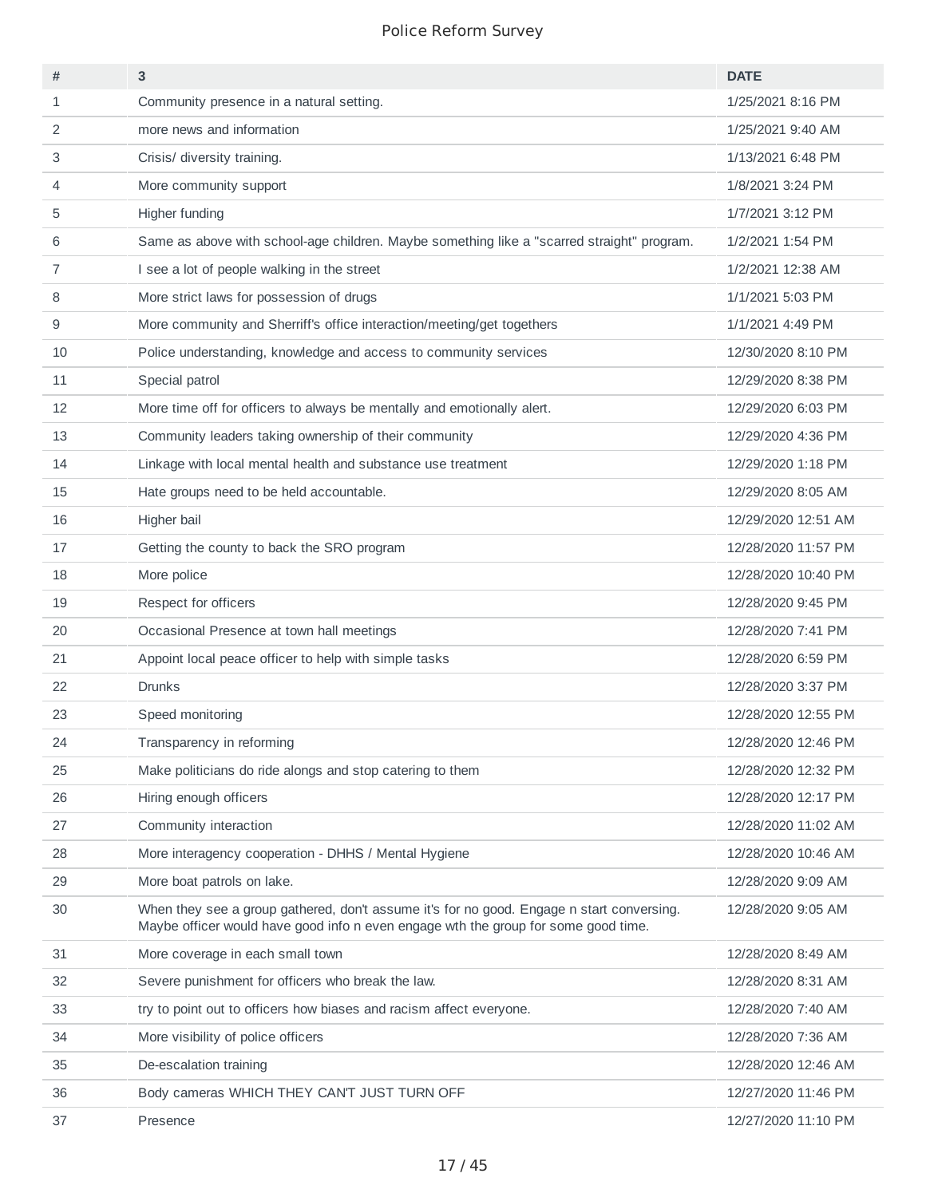| # | 3 | DATE |
| --- | --- | --- |
| 1 | Community presence in a natural setting. | 1/25/2021 8:16 PM |
| 2 | more news and information | 1/25/2021 9:40 AM |
| 3 | Crisis/ diversity training. | 1/13/2021 6:48 PM |
| 4 | More community support | 1/8/2021 3:24 PM |
| 5 | Higher funding | 1/7/2021 3:12 PM |
| 6 | Same as above with school-age children. Maybe something like a "scarred straight" program. | 1/2/2021 1:54 PM |
| 7 | I see a lot of people walking in the street | 1/2/2021 12:38 AM |
| 8 | More strict laws for possession of drugs | 1/1/2021 5:03 PM |
| 9 | More community and Sherriff's office interaction/meeting/get togethers | 1/1/2021 4:49 PM |
| 10 | Police understanding, knowledge and access to community services | 12/30/2020 8:10 PM |
| 11 | Special patrol | 12/29/2020 8:38 PM |
| 12 | More time off for officers to always be mentally and emotionally alert. | 12/29/2020 6:03 PM |
| 13 | Community leaders taking ownership of their community | 12/29/2020 4:36 PM |
| 14 | Linkage with local mental health and substance use treatment | 12/29/2020 1:18 PM |
| 15 | Hate groups need to be held accountable. | 12/29/2020 8:05 AM |
| 16 | Higher bail | 12/29/2020 12:51 AM |
| 17 | Getting the county to back the SRO program | 12/28/2020 11:57 PM |
| 18 | More police | 12/28/2020 10:40 PM |
| 19 | Respect for officers | 12/28/2020 9:45 PM |
| 20 | Occasional Presence at town hall meetings | 12/28/2020 7:41 PM |
| 21 | Appoint local peace officer to help with simple tasks | 12/28/2020 6:59 PM |
| 22 | Drunks | 12/28/2020 3:37 PM |
| 23 | Speed monitoring | 12/28/2020 12:55 PM |
| 24 | Transparency in reforming | 12/28/2020 12:46 PM |
| 25 | Make politicians do ride alongs and stop catering to them | 12/28/2020 12:32 PM |
| 26 | Hiring enough officers | 12/28/2020 12:17 PM |
| 27 | Community interaction | 12/28/2020 11:02 AM |
| 28 | More interagency cooperation - DHHS / Mental Hygiene | 12/28/2020 10:46 AM |
| 29 | More boat patrols on lake. | 12/28/2020 9:09 AM |
| 30 | When they see a group gathered, don't assume it's for no good. Engage n start conversing. Maybe officer would have good info n even engage wth the group for some good time. | 12/28/2020 9:05 AM |
| 31 | More coverage in each small town | 12/28/2020 8:49 AM |
| 32 | Severe punishment for officers who break the law. | 12/28/2020 8:31 AM |
| 33 | try to point out to officers how biases and racism affect everyone. | 12/28/2020 7:40 AM |
| 34 | More visibility of police officers | 12/28/2020 7:36 AM |
| 35 | De-escalation training | 12/28/2020 12:46 AM |
| 36 | Body cameras WHICH THEY CAN'T JUST TURN OFF | 12/27/2020 11:46 PM |
| 37 | Presence | 12/27/2020 11:10 PM |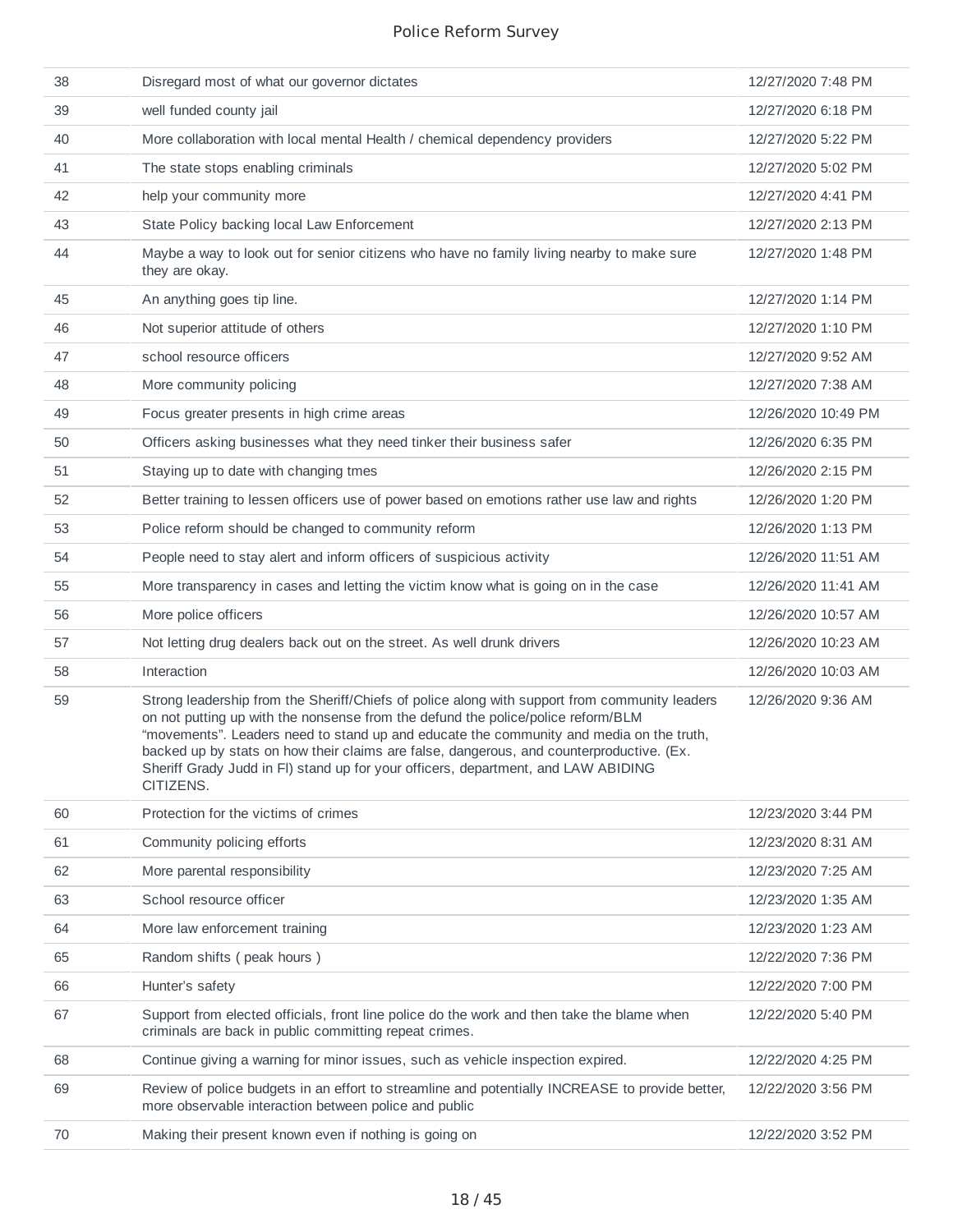| | | |
|---|---|---|
| 38 | Disregard most of what our governor dictates | 12/27/2020 7:48 PM |
| 39 | well funded county jail | 12/27/2020 6:18 PM |
| 40 | More collaboration with local mental Health / chemical dependency providers | 12/27/2020 5:22 PM |
| 41 | The state stops enabling criminals | 12/27/2020 5:02 PM |
| 42 | help your community more | 12/27/2020 4:41 PM |
| 43 | State Policy backing local Law Enforcement | 12/27/2020 2:13 PM |
| 44 | Maybe a way to look out for senior citizens who have no family living nearby to make sure they are okay. | 12/27/2020 1:48 PM |
| 45 | An anything goes tip line. | 12/27/2020 1:14 PM |
| 46 | Not superior attitude of others | 12/27/2020 1:10 PM |
| 47 | school resource officers | 12/27/2020 9:52 AM |
| 48 | More community policing | 12/27/2020 7:38 AM |
| 49 | Focus greater presents in high crime areas | 12/26/2020 10:49 PM |
| 50 | Officers asking businesses what they need tinker their business safer | 12/26/2020 6:35 PM |
| 51 | Staying up to date with changing tmes | 12/26/2020 2:15 PM |
| 52 | Better training to lessen officers use of power based on emotions rather use law and rights | 12/26/2020 1:20 PM |
| 53 | Police reform should be changed to community reform | 12/26/2020 1:13 PM |
| 54 | People need to stay alert and inform officers of suspicious activity | 12/26/2020 11:51 AM |
| 55 | More transparency in cases and letting the victim know what is going on in the case | 12/26/2020 11:41 AM |
| 56 | More police officers | 12/26/2020 10:57 AM |
| 57 | Not letting drug dealers back out on the street. As well drunk drivers | 12/26/2020 10:23 AM |
| 58 | Interaction | 12/26/2020 10:03 AM |
| 59 | Strong leadership from the Sheriff/Chiefs of police along with support from community leaders on not putting up with the nonsense from the defund the police/police reform/BLM "movements". Leaders need to stand up and educate the community and media on the truth, backed up by stats on how their claims are false, dangerous, and counterproductive. (Ex. Sheriff Grady Judd in Fl) stand up for your officers, department, and LAW ABIDING CITIZENS. | 12/26/2020 9:36 AM |
| 60 | Protection for the victims of crimes | 12/23/2020 3:44 PM |
| 61 | Community policing efforts | 12/23/2020 8:31 AM |
| 62 | More parental responsibility | 12/23/2020 7:25 AM |
| 63 | School resource officer | 12/23/2020 1:35 AM |
| 64 | More law enforcement training | 12/23/2020 1:23 AM |
| 65 | Random shifts ( peak hours ) | 12/22/2020 7:36 PM |
| 66 | Hunter's safety | 12/22/2020 7:00 PM |
| 67 | Support from elected officials, front line police do the work and then take the blame when criminals are back in public committing repeat crimes. | 12/22/2020 5:40 PM |
| 68 | Continue giving a warning for minor issues, such as vehicle inspection expired. | 12/22/2020 4:25 PM |
| 69 | Review of police budgets in an effort to streamline and potentially INCREASE to provide better, more observable interaction between police and public | 12/22/2020 3:56 PM |
| 70 | Making their present known even if nothing is going on | 12/22/2020 3:52 PM |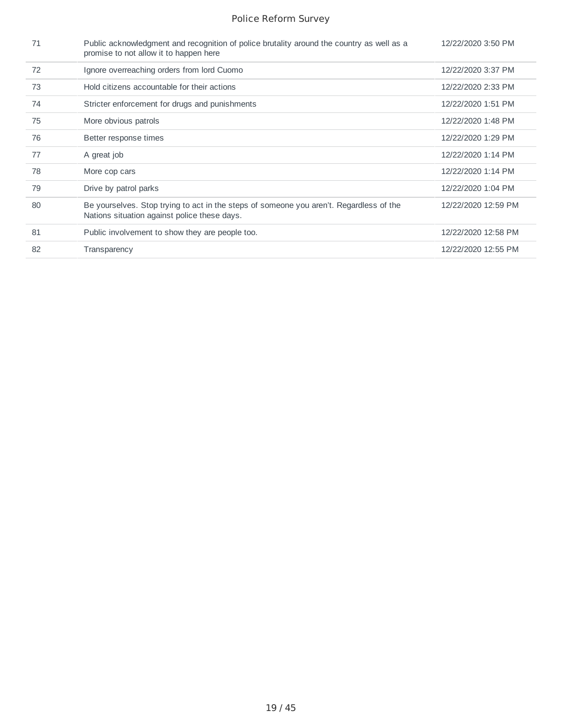| | | |
|---|---|---|
| 71 | Public acknowledgment and recognition of police brutality around the country as well as a promise to not allow it to happen here | 12/22/2020 3:50 PM |
| 72 | Ignore overreaching orders from lord Cuomo | 12/22/2020 3:37 PM |
| 73 | Hold citizens accountable for their actions | 12/22/2020 2:33 PM |
| 74 | Stricter enforcement for drugs and punishments | 12/22/2020 1:51 PM |
| 75 | More obvious patrols | 12/22/2020 1:48 PM |
| 76 | Better response times | 12/22/2020 1:29 PM |
| 77 | A great job | 12/22/2020 1:14 PM |
| 78 | More cop cars | 12/22/2020 1:14 PM |
| 79 | Drive by patrol parks | 12/22/2020 1:04 PM |
| 80 | Be yourselves. Stop trying to act in the steps of someone you aren't. Regardless of the Nations situation against police these days. | 12/22/2020 12:59 PM |
| 81 | Public involvement to show they are people too. | 12/22/2020 12:58 PM |
| 82 | Transparency | 12/22/2020 12:55 PM |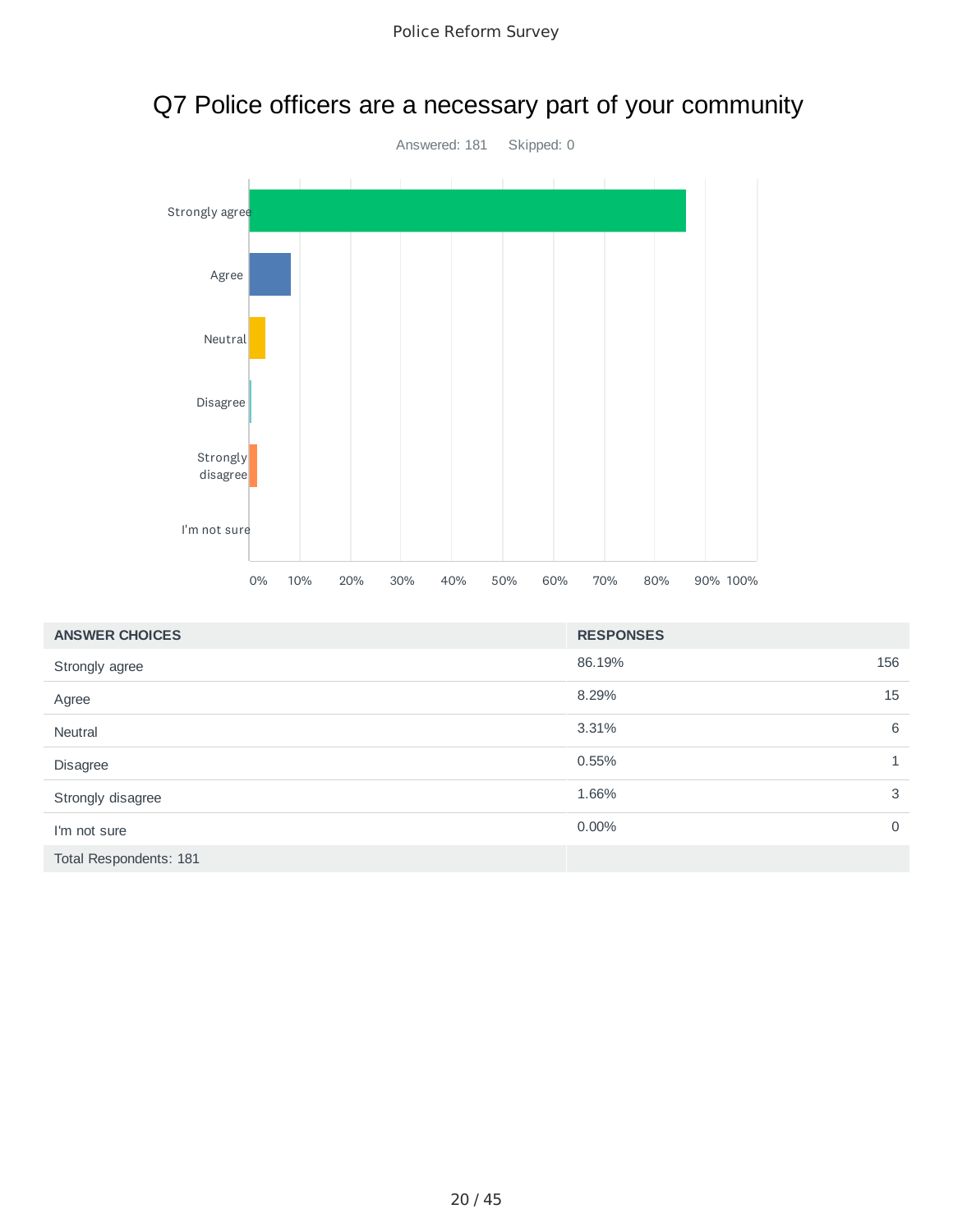# Q7 Police officers are a necessary part of your community

Answered: 181 Skipped: 0

| ANSWER CHOICES | RESPONSES | |
|---|---|---|
| Strongly agree | 86.19% | 156 |
| Agree | 8.29% | 15 |
| Neutral | 3.31% | 6 |
| Disagree | 0.55% | 1 |
| Strongly disagree | 1.66% | 3 |
| I'm not sure | 0.00% | 0 |
| Total Respondents: 181 | | |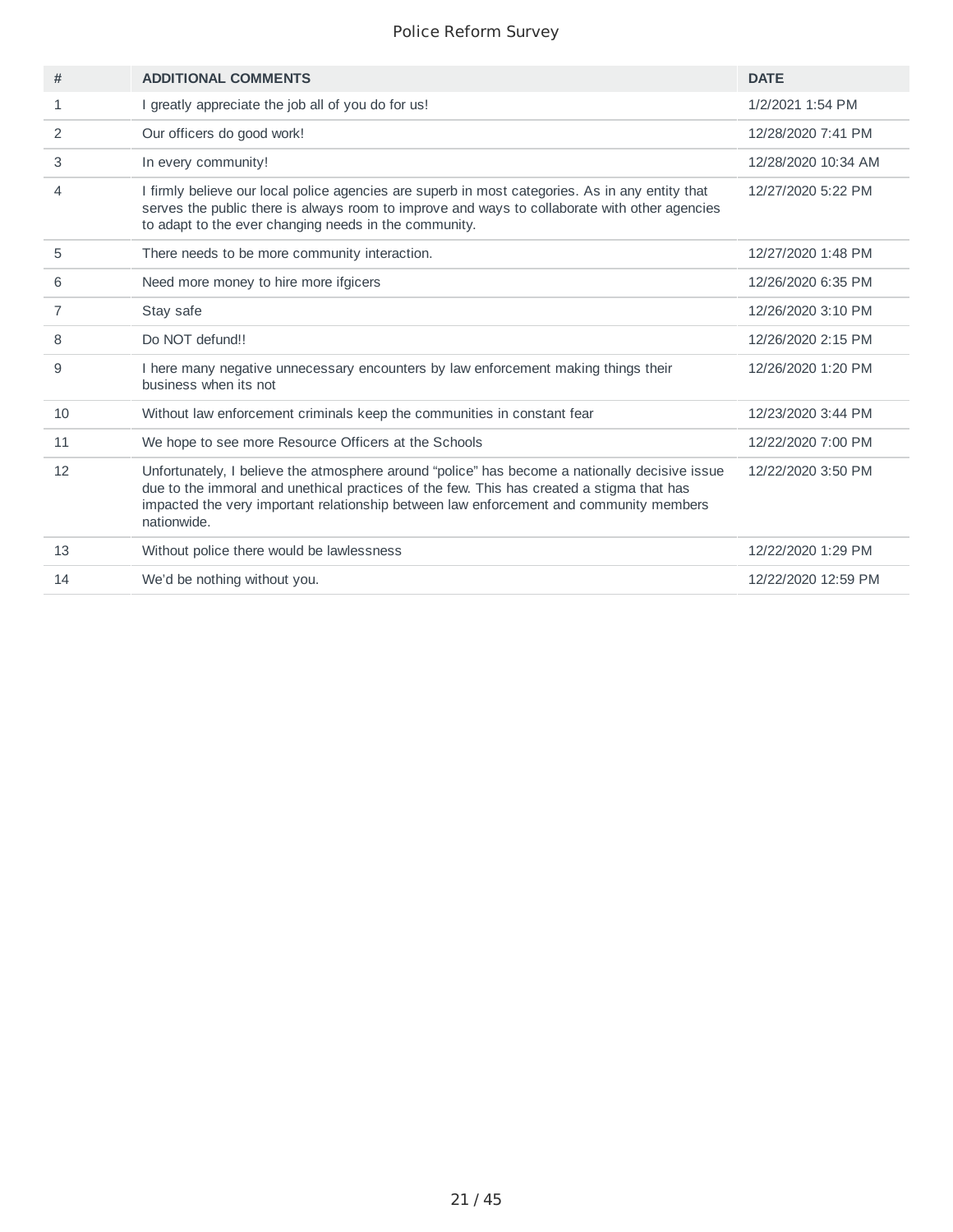| # | ADDITIONAL COMMENTS | DATE |
|---|---|---|
| 1 | I greatly appreciate the job all of you do for us! | 1/2/2021 1:54 PM |
| 2 | Our officers do good work! | 12/28/2020 7:41 PM |
| 3 | In every community! | 12/28/2020 10:34 AM |
| 4 | I firmly believe our local police agencies are superb in most categories. As in any entity that serves the public there is always room to improve and ways to collaborate with other agencies to adapt to the ever changing needs in the community. | 12/27/2020 5:22 PM |
| 5 | There needs to be more community interaction. | 12/27/2020 1:48 PM |
| 6 | Need more money to hire more ifgicers | 12/26/2020 6:35 PM |
| 7 | Stay safe | 12/26/2020 3:10 PM |
| 8 | Do NOT defund!! | 12/26/2020 2:15 PM |
| 9 | I here many negative unnecessary encounters by law enforcement making things their business when its not | 12/26/2020 1:20 PM |
| 10 | Without law enforcement criminals keep the communities in constant fear | 12/23/2020 3:44 PM |
| 11 | We hope to see more Resource Officers at the Schools | 12/22/2020 7:00 PM |
| 12 | Unfortunately, I believe the atmosphere around “police” has become a nationally decisive issue due to the immoral and unethical practices of the few. This has created a stigma that has impacted the very important relationship between law enforcement and community members nationwide. | 12/22/2020 3:50 PM |
| 13 | Without police there would be lawlessness | 12/22/2020 1:29 PM |
| 14 | We’d be nothing without you. | 12/22/2020 12:59 PM |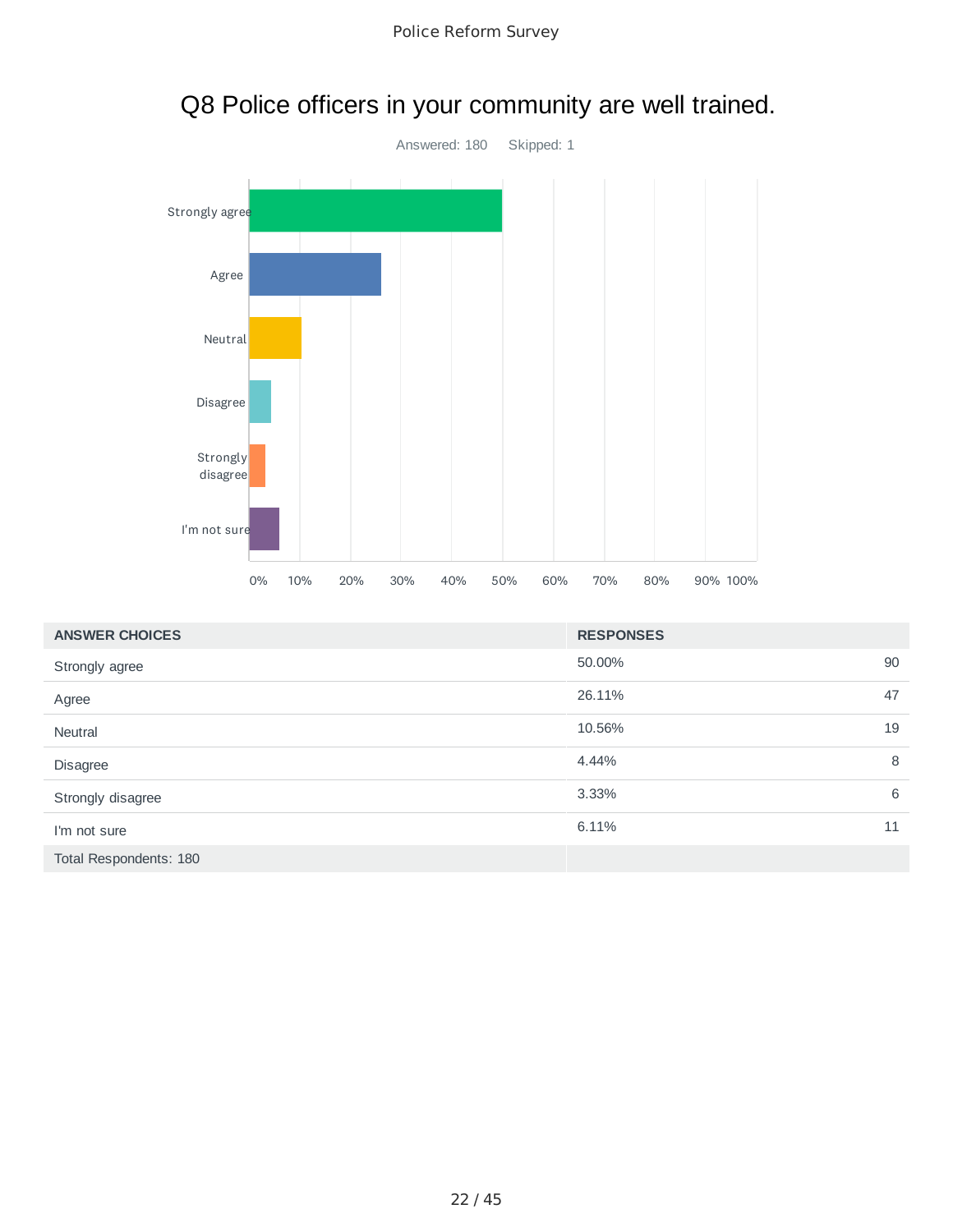# Q8 Police officers in your community are well trained.

Answered: 180 Skipped: 1

Strongly agree
Agree
Neutral
Disagree
Strongly disagree
I'm not sure

0% 10% 20% 30% 40% 50% 60% 70% 80% 90% 100%

| ANSWER CHOICES | RESPONSES | |
|---|---|---|
| Strongly agree | 50.00% | 90 |
| Agree | 26.11% | 47 |
| Neutral | 10.56% | 19 |
| Disagree | 4.44% | 8 |
| Strongly disagree | 3.33% | 6 |
| I'm not sure | 6.11% | 11 |
| Total Respondents: 180 | | |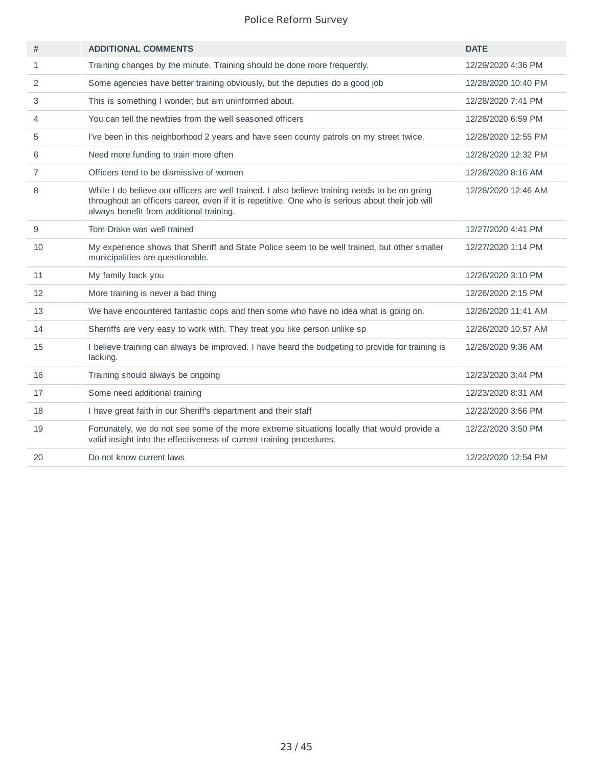| # | ADDITIONAL COMMENTS | DATE |
|---|---|---|
| 1 | Training changes by the minute. Training should be done more frequently. | 12/29/2020 4:36 PM |
| 2 | Some agencies have better training obviously, but the deputies do a good job | 12/28/2020 10:40 PM |
| 3 | This is something I wonder; but am uninformed about. | 12/28/2020 7:41 PM |
| 4 | You can tell the newbies from the well seasoned officers | 12/28/2020 6:59 PM |
| 5 | I've been in this neighborhood 2 years and have seen county patrols on my street twice. | 12/28/2020 12:55 PM |
| 6 | Need more funding to train more often | 12/28/2020 12:32 PM |
| 7 | Officers tend to be dismissive of women | 12/28/2020 8:16 AM |
| 8 | While I do believe our officers are well trained. I also believe training needs to be on going throughout an officers career, even if it is repetitive. One who is serious about their job will always benefit from additional training. | 12/28/2020 12:46 AM |
| 9 | Tom Drake was well trained | 12/27/2020 4:41 PM |
| 10 | My experience shows that Sheriff and State Police seem to be well trained, but other smaller municipalities are questionable. | 12/27/2020 1:14 PM |
| 11 | My family back you | 12/26/2020 3:10 PM |
| 12 | More training is never a bad thing | 12/26/2020 2:15 PM |
| 13 | We have encountered fantastic cops and then some who have no idea what is going on. | 12/26/2020 11:41 AM |
| 14 | Sherriffs are very easy to work with. They treat you like person unlike sp | 12/26/2020 10:57 AM |
| 15 | I believe training can always be improved. I have heard the budgeting to provide for training is lacking. | 12/26/2020 9:36 AM |
| 16 | Training should always be ongoing | 12/23/2020 3:44 PM |
| 17 | Some need additional training | 12/23/2020 8:31 AM |
| 18 | I have great faith in our Sheriff's department and their staff | 12/22/2020 3:56 PM |
| 19 | Fortunately, we do not see some of the more extreme situations locally that would provide a valid insight into the effectiveness of current training procedures. | 12/22/2020 3:50 PM |
| 20 | Do not know current laws | 12/22/2020 12:54 PM |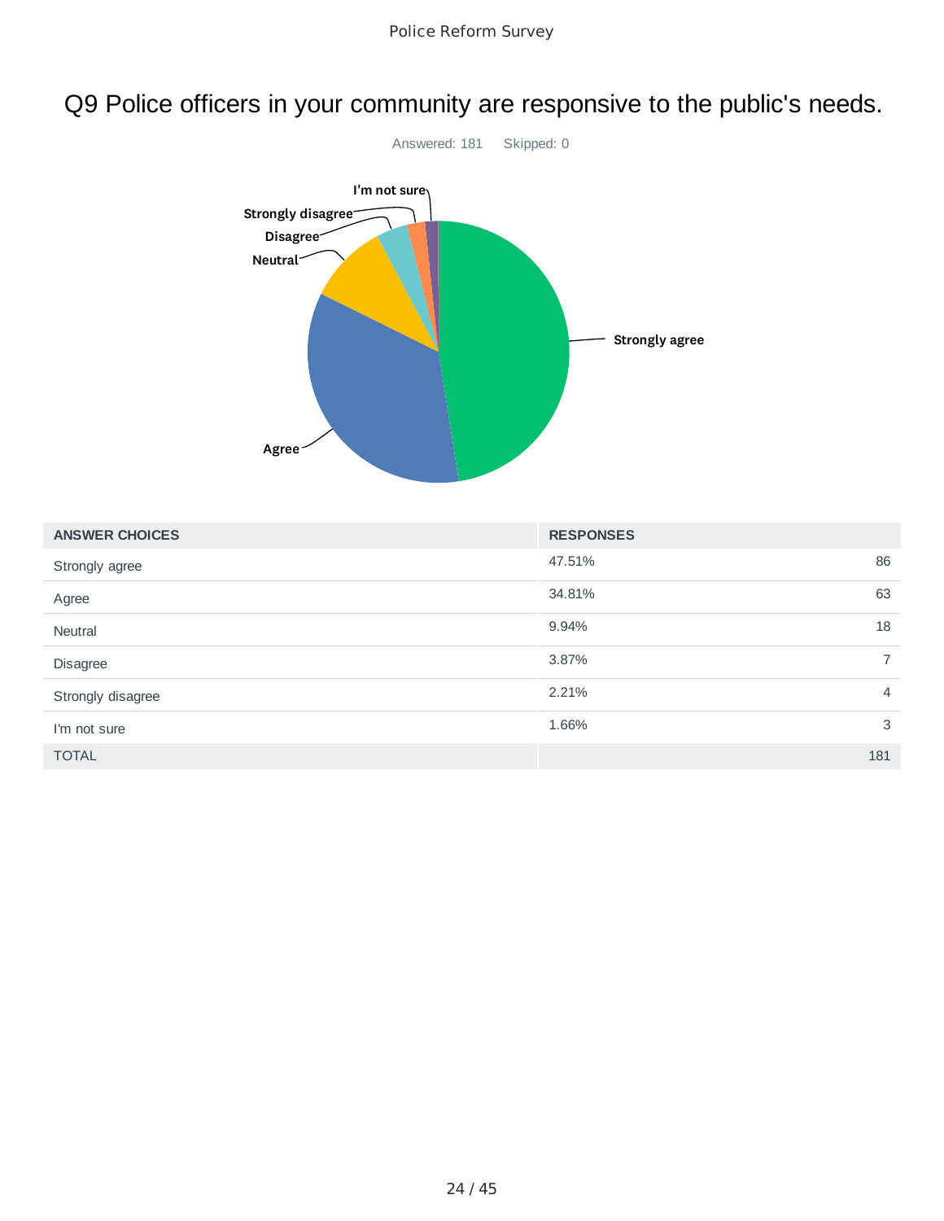# Q9 Police officers in your community are responsive to the public's needs.

Answered: 181    Skipped: 0

I'm not sure
Strongly disagree
Disagree
Neutral
Strongly agree
Agree

| ANSWER CHOICES | RESPONSES | |
|---|---|---|
| Strongly agree | 47.51% | 86 |
| Agree | 34.81% | 63 |
| Neutral | 9.94% | 18 |
| Disagree | 3.87% | 7 |
| Strongly disagree | 2.21% | 4 |
| I'm not sure | 1.66% | 3 |
| TOTAL | | 181 |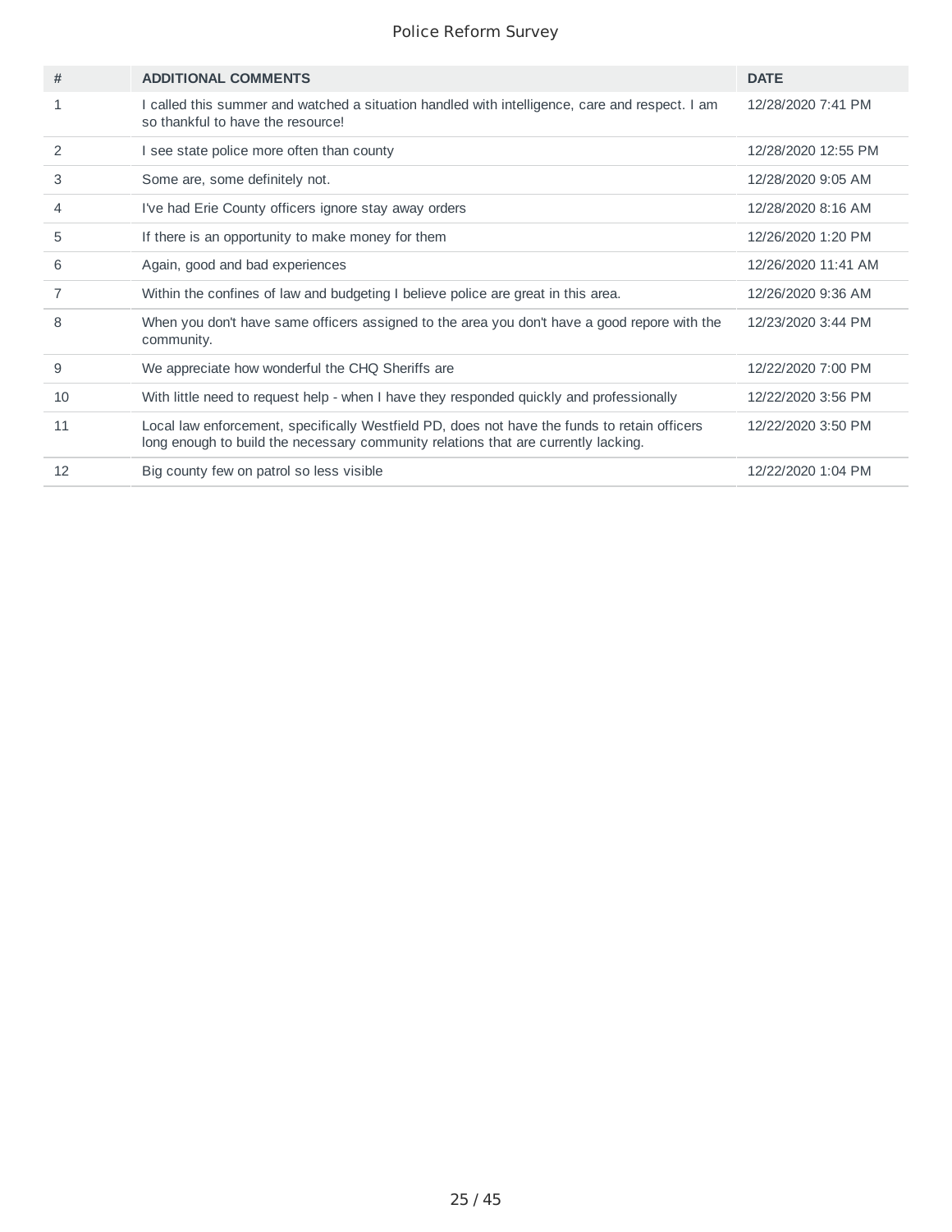| # | ADDITIONAL COMMENTS | DATE |
|---|---|---|
| 1 | I called this summer and watched a situation handled with intelligence, care and respect. I am so thankful to have the resource! | 12/28/2020 7:41 PM |
| 2 | I see state police more often than county | 12/28/2020 12:55 PM |
| 3 | Some are, some definitely not. | 12/28/2020 9:05 AM |
| 4 | I've had Erie County officers ignore stay away orders | 12/28/2020 8:16 AM |
| 5 | If there is an opportunity to make money for them | 12/26/2020 1:20 PM |
| 6 | Again, good and bad experiences | 12/26/2020 11:41 AM |
| 7 | Within the confines of law and budgeting I believe police are great in this area. | 12/26/2020 9:36 AM |
| 8 | When you don't have same officers assigned to the area you don't have a good repore with the community. | 12/23/2020 3:44 PM |
| 9 | We appreciate how wonderful the CHQ Sheriffs are | 12/22/2020 7:00 PM |
| 10 | With little need to request help - when I have they responded quickly and professionally | 12/22/2020 3:56 PM |
| 11 | Local law enforcement, specifically Westfield PD, does not have the funds to retain officers long enough to build the necessary community relations that are currently lacking. | 12/22/2020 3:50 PM |
| 12 | Big county few on patrol so less visible | 12/22/2020 1:04 PM |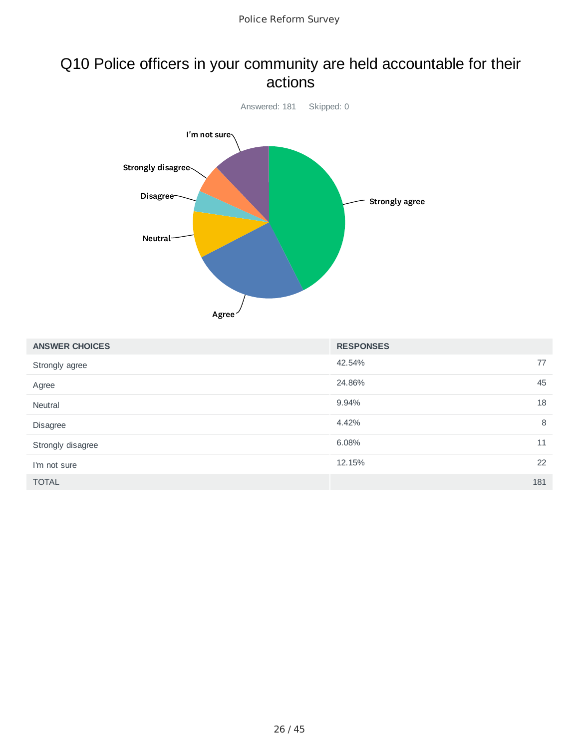# Q10 Police officers in your community are held accountable for their actions

Answered: 181    Skipped: 0

| ANSWER CHOICES | RESPONSES | |
|---|---|---|
| Strongly agree | 42.54% | 77 |
| Agree | 24.86% | 45 |
| Neutral | 9.94% | 18 |
| Disagree | 4.42% | 8 |
| Strongly disagree | 6.08% | 11 |
| I'm not sure | 12.15% | 22 |
| TOTAL | | 181 |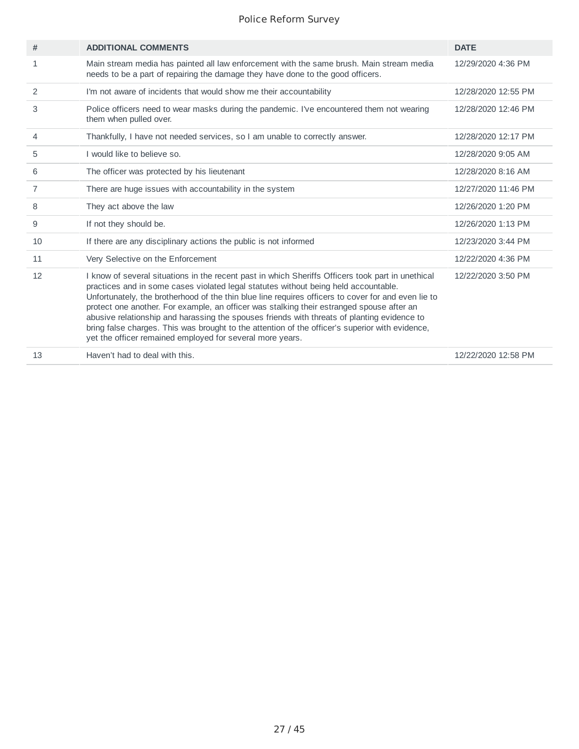| # | ADDITIONAL COMMENTS | DATE |
|---|---|---|
| 1 | Main stream media has painted all law enforcement with the same brush. Main stream media needs to be a part of repairing the damage they have done to the good officers. | 12/29/2020 4:36 PM |
| 2 | I'm not aware of incidents that would show me their accountability | 12/28/2020 12:55 PM |
| 3 | Police officers need to wear masks during the pandemic. I've encountered them not wearing them when pulled over. | 12/28/2020 12:46 PM |
| 4 | Thankfully, I have not needed services, so I am unable to correctly answer. | 12/28/2020 12:17 PM |
| 5 | I would like to believe so. | 12/28/2020 9:05 AM |
| 6 | The officer was protected by his lieutenant | 12/28/2020 8:16 AM |
| 7 | There are huge issues with accountability in the system | 12/27/2020 11:46 PM |
| 8 | They act above the law | 12/26/2020 1:20 PM |
| 9 | If not they should be. | 12/26/2020 1:13 PM |
| 10 | If there are any disciplinary actions the public is not informed | 12/23/2020 3:44 PM |
| 11 | Very Selective on the Enforcement | 12/22/2020 4:36 PM |
| 12 | I know of several situations in the recent past in which Sheriffs Officers took part in unethical practices and in some cases violated legal statutes without being held accountable. Unfortunately, the brotherhood of the thin blue line requires officers to cover for and even lie to protect one another. For example, an officer was stalking their estranged spouse after an abusive relationship and harassing the spouses friends with threats of planting evidence to bring false charges. This was brought to the attention of the officer's superior with evidence, yet the officer remained employed for several more years. | 12/22/2020 3:50 PM |
| 13 | Haven't had to deal with this. | 12/22/2020 12:58 PM |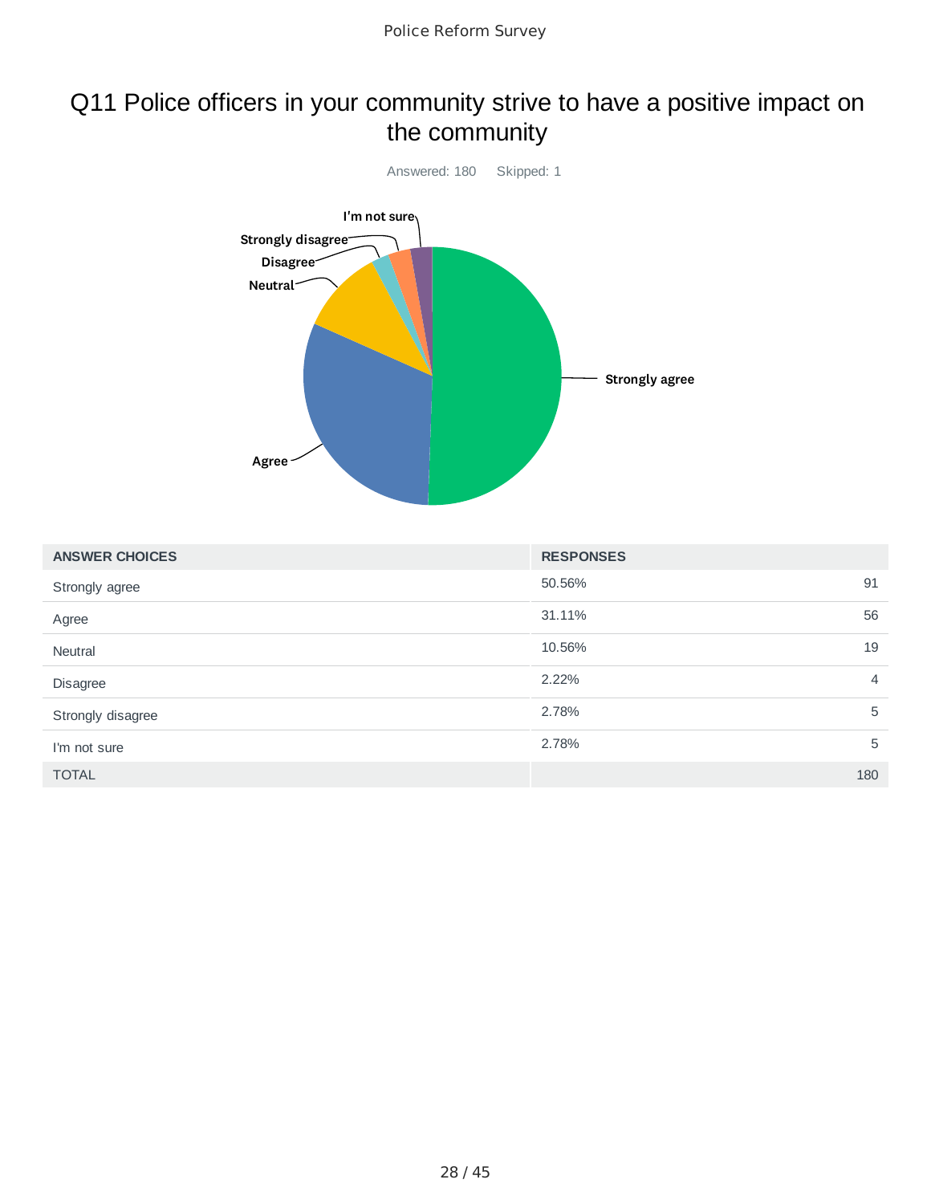# Q11 Police officers in your community strive to have a positive impact on the community

Answered: 180 Skipped: 1

I'm not sure
Strongly disagree
Disagree
Neutral
Strongly agree
Agree

| ANSWER CHOICES | RESPONSES | |
|---|---|---|
| Strongly agree | 50.56% | 91 |
| Agree | 31.11% | 56 |
| Neutral | 10.56% | 19 |
| Disagree | 2.22% | 4 |
| Strongly disagree | 2.78% | 5 |
| I'm not sure | 2.78% | 5 |
| TOTAL | | 180 |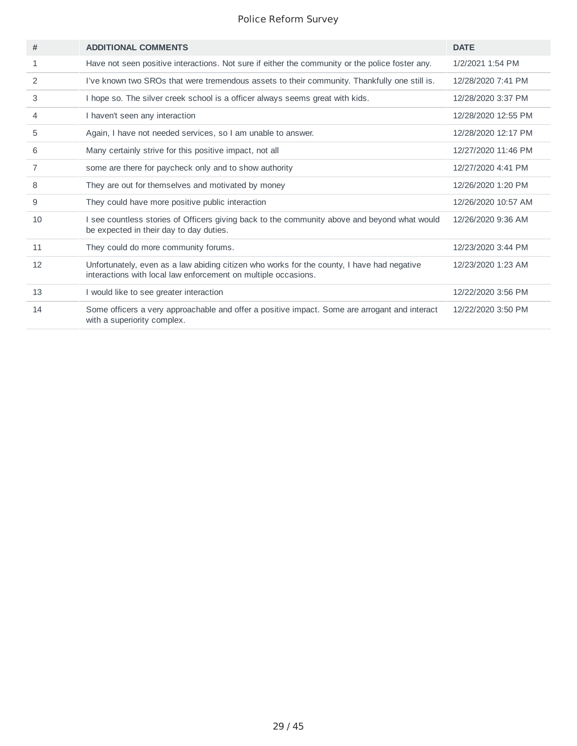| # | ADDITIONAL COMMENTS | DATE |
|---|---|---|
| 1 | Have not seen positive interactions. Not sure if either the community or the police foster any. | 1/2/2021 1:54 PM |
| 2 | I've known two SROs that were tremendous assets to their community. Thankfully one still is. | 12/28/2020 7:41 PM |
| 3 | I hope so. The silver creek school is a officer always seems great with kids. | 12/28/2020 3:37 PM |
| 4 | I haven't seen any interaction | 12/28/2020 12:55 PM |
| 5 | Again, I have not needed services, so I am unable to answer. | 12/28/2020 12:17 PM |
| 6 | Many certainly strive for this positive impact, not all | 12/27/2020 11:46 PM |
| 7 | some are there for paycheck only and to show authority | 12/27/2020 4:41 PM |
| 8 | They are out for themselves and motivated by money | 12/26/2020 1:20 PM |
| 9 | They could have more positive public interaction | 12/26/2020 10:57 AM |
| 10 | I see countless stories of Officers giving back to the community above and beyond what would be expected in their day to day duties. | 12/26/2020 9:36 AM |
| 11 | They could do more community forums. | 12/23/2020 3:44 PM |
| 12 | Unfortunately, even as a law abiding citizen who works for the county, I have had negative interactions with local law enforcement on multiple occasions. | 12/23/2020 1:23 AM |
| 13 | I would like to see greater interaction | 12/22/2020 3:56 PM |
| 14 | Some officers a very approachable and offer a positive impact. Some are arrogant and interact with a superiority complex. | 12/22/2020 3:50 PM |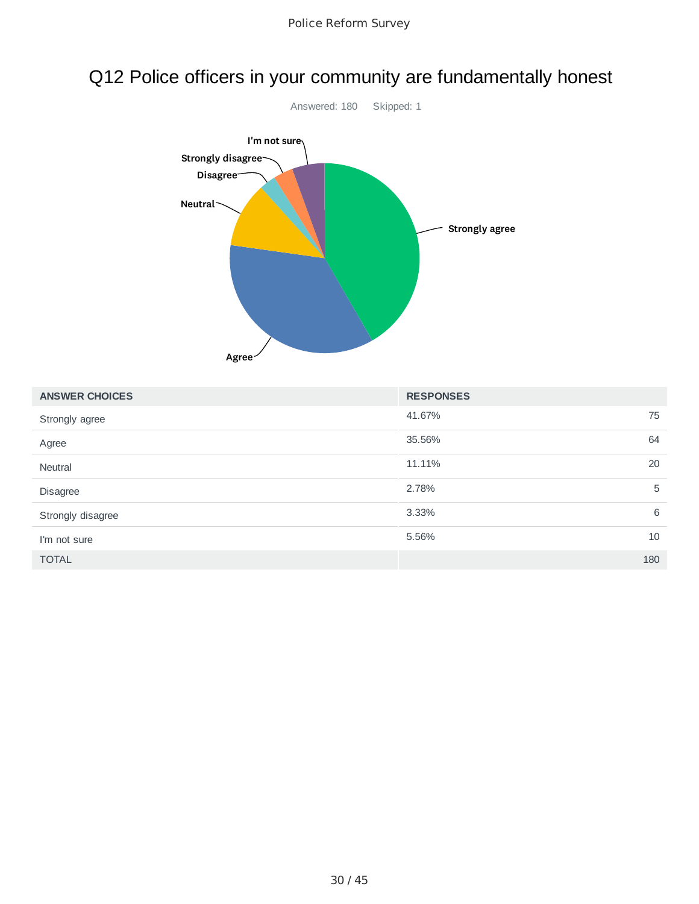# Q12 Police officers in your community are fundamentally honest

Answered: 180 Skipped: 1

I'm not sure
Strongly disagree
Disagree
Neutral
Strongly agree
Agree

| ANSWER CHOICES | RESPONSES | |
|---|---|---|
| Strongly agree | 41.67% | 75 |
| Agree | 35.56% | 64 |
| Neutral | 11.11% | 20 |
| Disagree | 2.78% | 5 |
| Strongly disagree | 3.33% | 6 |
| I'm not sure | 5.56% | 10 |
| TOTAL | | 180 |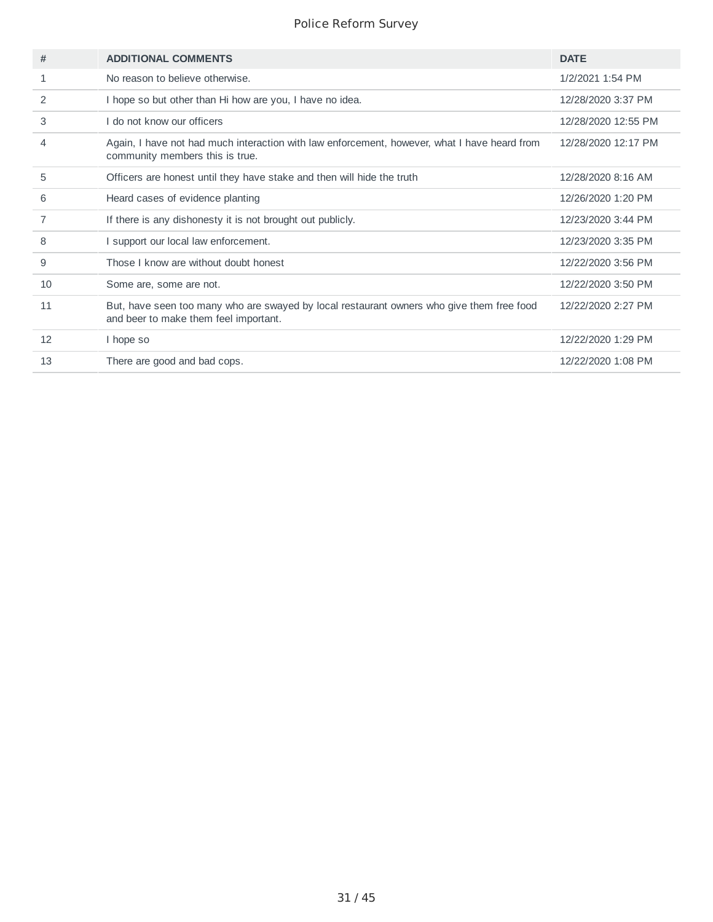| # | ADDITIONAL COMMENTS | DATE |
| --- | --- | --- |
| 1 | No reason to believe otherwise. | 1/2/2021 1:54 PM |
| 2 | I hope so but other than Hi how are you, I have no idea. | 12/28/2020 3:37 PM |
| 3 | I do not know our officers | 12/28/2020 12:55 PM |
| 4 | Again, I have not had much interaction with law enforcement, however, what I have heard from community members this is true. | 12/28/2020 12:17 PM |
| 5 | Officers are honest until they have stake and then will hide the truth | 12/28/2020 8:16 AM |
| 6 | Heard cases of evidence planting | 12/26/2020 1:20 PM |
| 7 | If there is any dishonesty it is not brought out publicly. | 12/23/2020 3:44 PM |
| 8 | I support our local law enforcement. | 12/23/2020 3:35 PM |
| 9 | Those I know are without doubt honest | 12/22/2020 3:56 PM |
| 10 | Some are, some are not. | 12/22/2020 3:50 PM |
| 11 | But, have seen too many who are swayed by local restaurant owners who give them free food and beer to make them feel important. | 12/22/2020 2:27 PM |
| 12 | I hope so | 12/22/2020 1:29 PM |
| 13 | There are good and bad cops. | 12/22/2020 1:08 PM |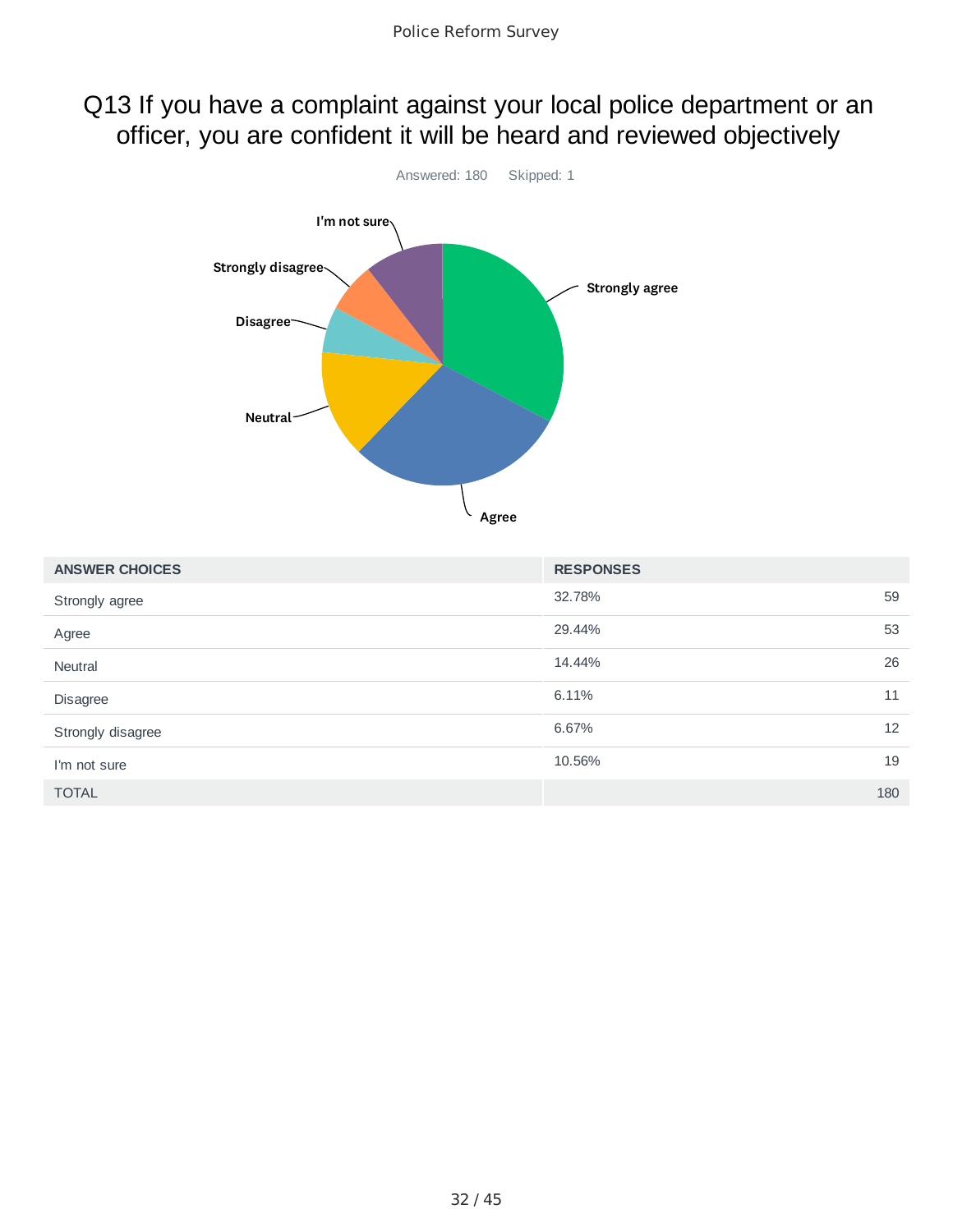# Q13 If you have a complaint against your local police department or an officer, you are confident it will be heard and reviewed objectively

Answered: 180 Skipped: 1

| ANSWER CHOICES | RESPONSES | |
|---|---|---|
| Strongly agree | 32.78% | 59 |
| Agree | 29.44% | 53 |
| Neutral | 14.44% | 26 |
| Disagree | 6.11% | 11 |
| Strongly disagree | 6.67% | 12 |
| I'm not sure | 10.56% | 19 |
| TOTAL | | 180 |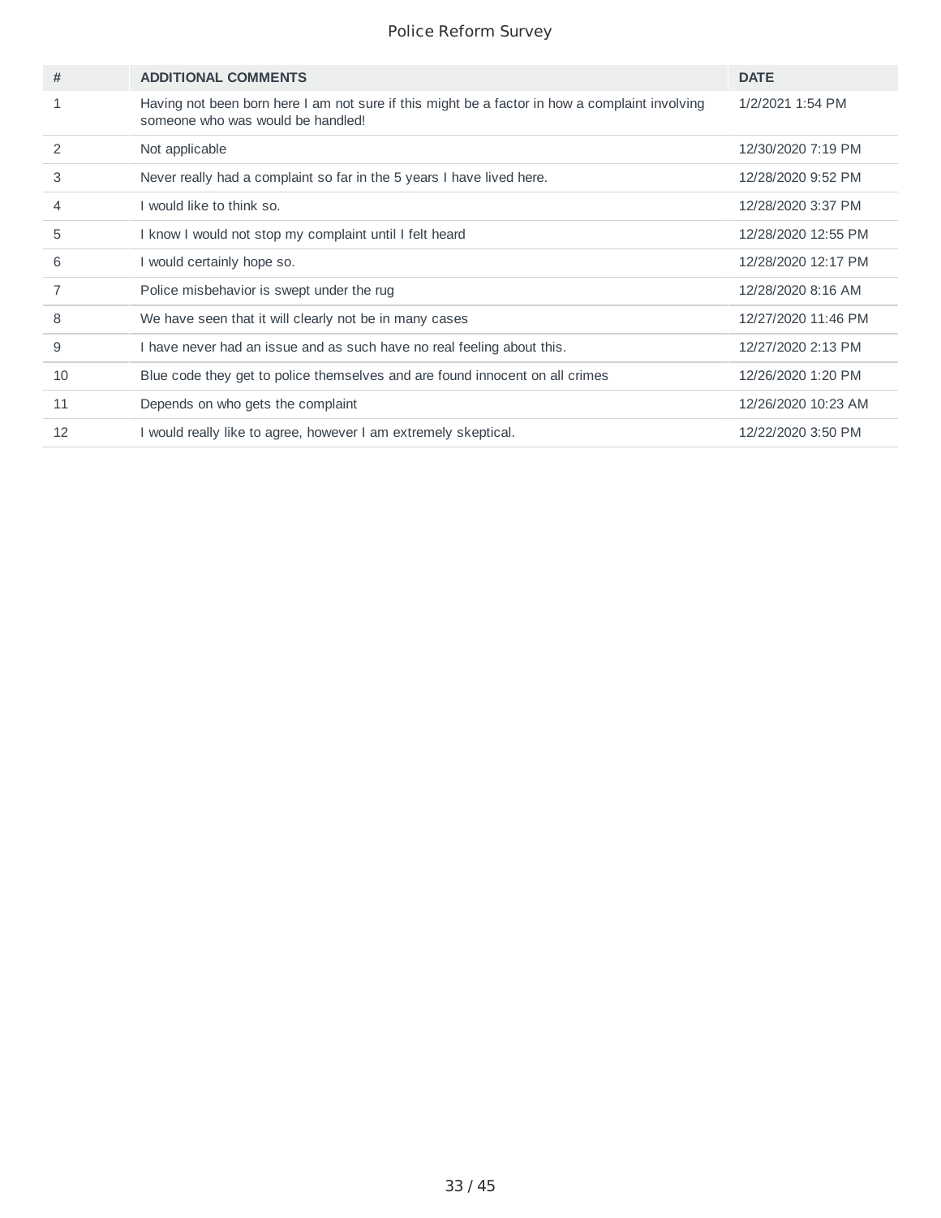| # | ADDITIONAL COMMENTS | DATE |
|---|---|---|
| 1 | Having not been born here I am not sure if this might be a factor in how a complaint involving someone who was would be handled! | 1/2/2021 1:54 PM |
| 2 | Not applicable | 12/30/2020 7:19 PM |
| 3 | Never really had a complaint so far in the 5 years I have lived here. | 12/28/2020 9:52 PM |
| 4 | I would like to think so. | 12/28/2020 3:37 PM |
| 5 | I know I would not stop my complaint until I felt heard | 12/28/2020 12:55 PM |
| 6 | I would certainly hope so. | 12/28/2020 12:17 PM |
| 7 | Police misbehavior is swept under the rug | 12/28/2020 8:16 AM |
| 8 | We have seen that it will clearly not be in many cases | 12/27/2020 11:46 PM |
| 9 | I have never had an issue and as such have no real feeling about this. | 12/27/2020 2:13 PM |
| 10 | Blue code they get to police themselves and are found innocent on all crimes | 12/26/2020 1:20 PM |
| 11 | Depends on who gets the complaint | 12/26/2020 10:23 AM |
| 12 | I would really like to agree, however I am extremely skeptical. | 12/22/2020 3:50 PM |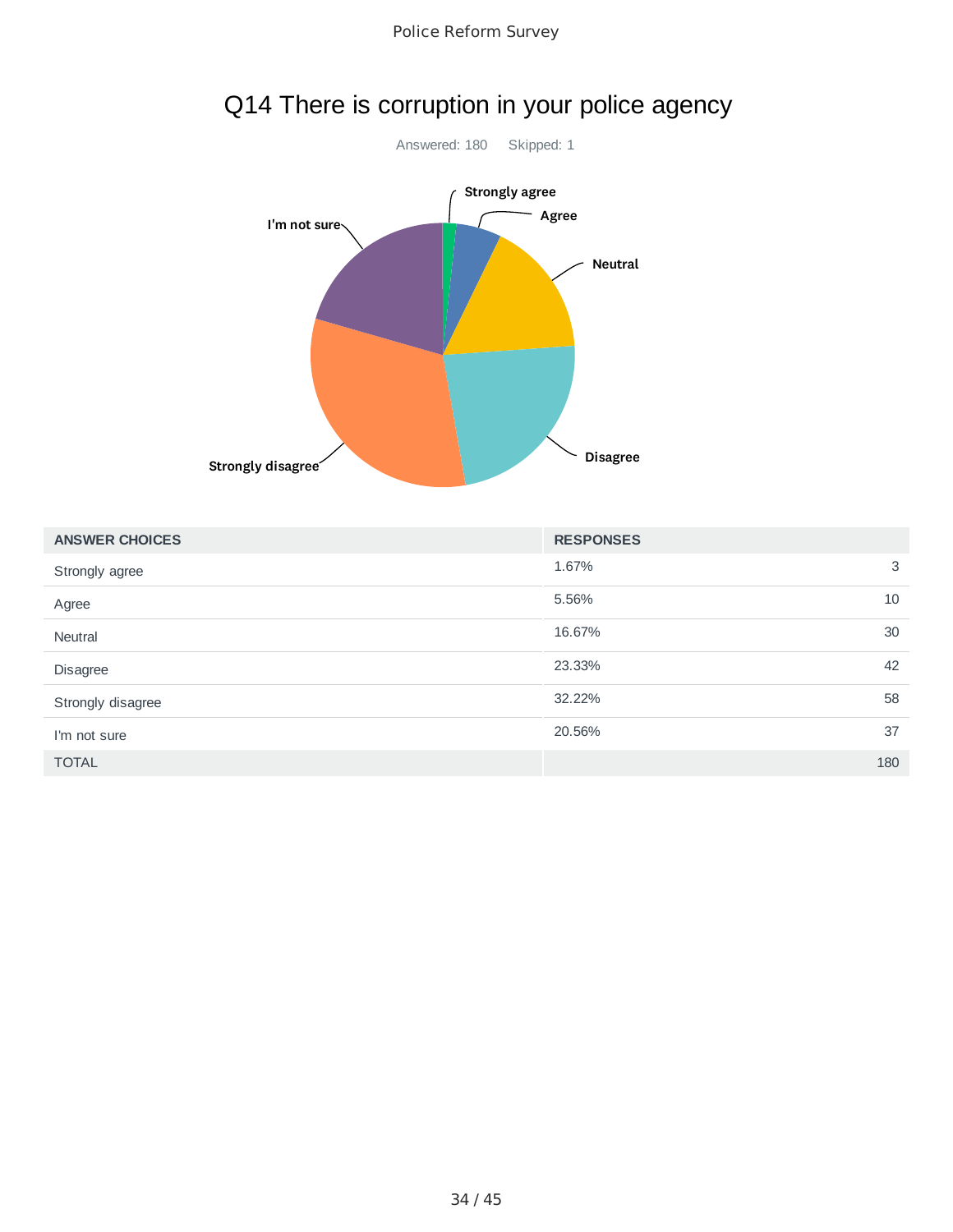## Q14 There is corruption in your police agency

Answered: 180    Skipped: 1

Strongly agree

Agree

Neutral

Disagree

Strongly disagree

I'm not sure

| ANSWER CHOICES | RESPONSES | |
|---|---|---|
| Strongly agree | 1.67% | 3 |
| Agree | 5.56% | 10 |
| Neutral | 16.67% | 30 |
| Disagree | 23.33% | 42 |
| Strongly disagree | 32.22% | 58 |
| I'm not sure | 20.56% | 37 |
| TOTAL | | 180 |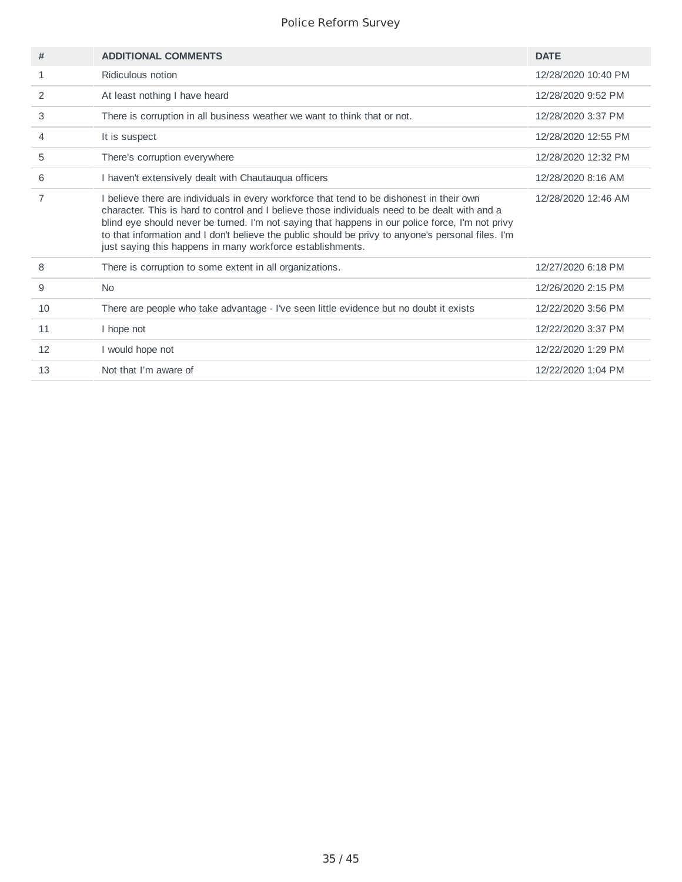| # | ADDITIONAL COMMENTS | DATE |
|---|---|---|
| 1 | Ridiculous notion | 12/28/2020 10:40 PM |
| 2 | At least nothing I have heard | 12/28/2020 9:52 PM |
| 3 | There is corruption in all business weather we want to think that or not. | 12/28/2020 3:37 PM |
| 4 | It is suspect | 12/28/2020 12:55 PM |
| 5 | There's corruption everywhere | 12/28/2020 12:32 PM |
| 6 | I haven't extensively dealt with Chautauqua officers | 12/28/2020 8:16 AM |
| 7 | I believe there are individuals in every workforce that tend to be dishonest in their own character. This is hard to control and I believe those individuals need to be dealt with and a blind eye should never be turned. I'm not saying that happens in our police force, I'm not privy to that information and I don't believe the public should be privy to anyone's personal files. I'm just saying this happens in many workforce establishments. | 12/28/2020 12:46 AM |
| 8 | There is corruption to some extent in all organizations. | 12/27/2020 6:18 PM |
| 9 | No | 12/26/2020 2:15 PM |
| 10 | There are people who take advantage - I've seen little evidence but no doubt it exists | 12/22/2020 3:56 PM |
| 11 | I hope not | 12/22/2020 3:37 PM |
| 12 | I would hope not | 12/22/2020 1:29 PM |
| 13 | Not that I'm aware of | 12/22/2020 1:04 PM |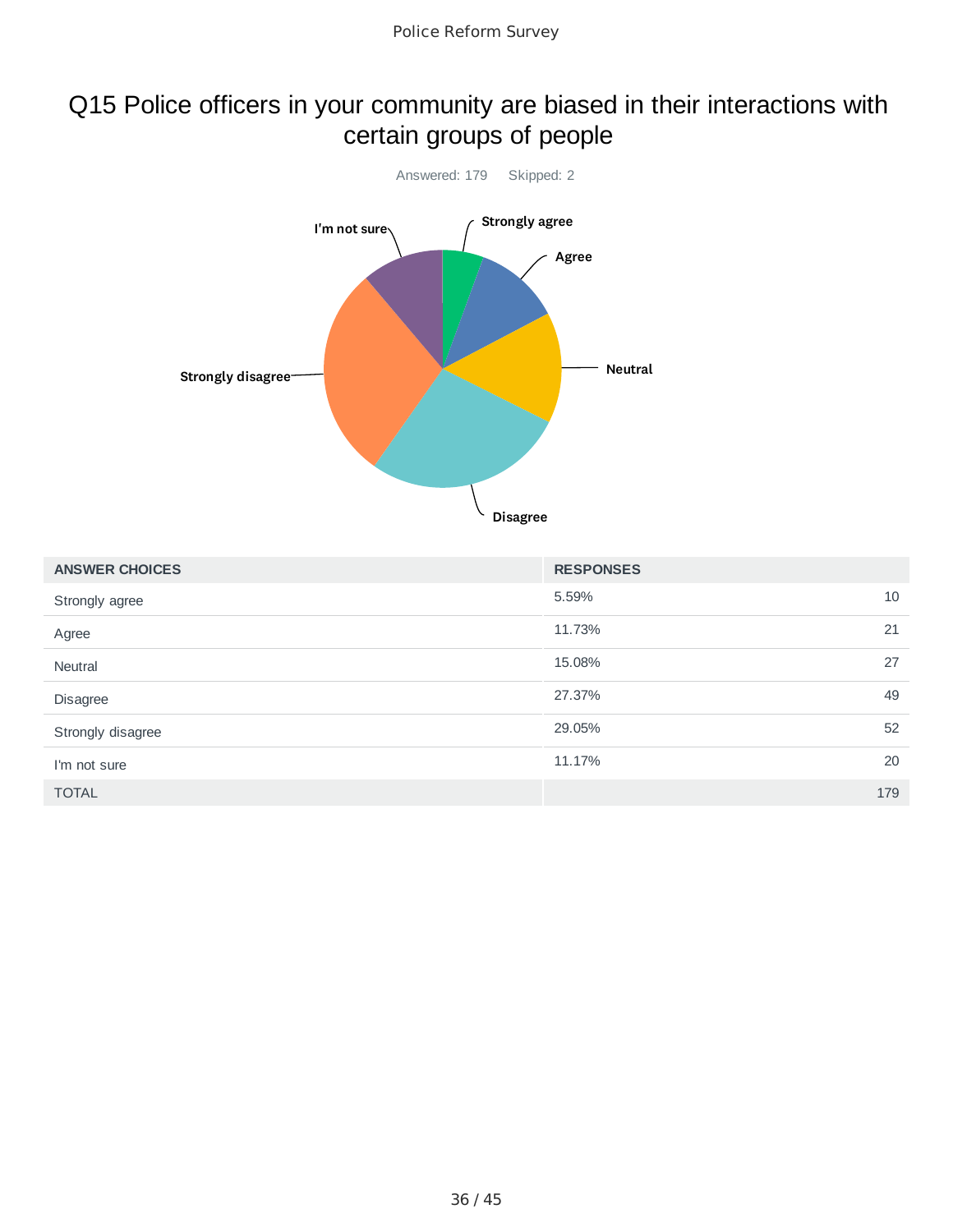## Q15 Police officers in your community are biased in their interactions with certain groups of people

Answered: 179 Skipped: 2

Strongly agree
Agree
Neutral
Disagree
Strongly disagree
I'm not sure

| ANSWER CHOICES | RESPONSES | |
|---|---|---|
| Strongly agree | 5.59% | 10 |
| Agree | 11.73% | 21 |
| Neutral | 15.08% | 27 |
| Disagree | 27.37% | 49 |
| Strongly disagree | 29.05% | 52 |
| I'm not sure | 11.17% | 20 |
| TOTAL | | 179 |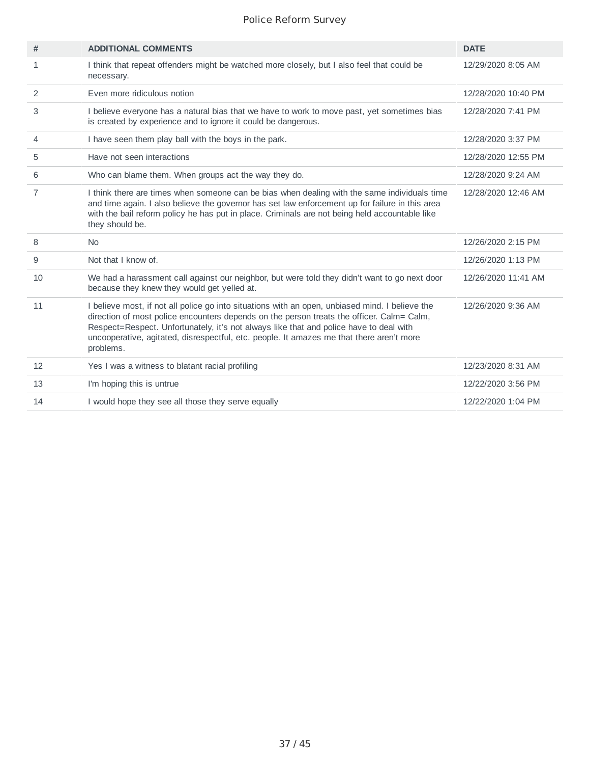| # | ADDITIONAL COMMENTS | DATE |
|---|---|---|
| 1 | I think that repeat offenders might be watched more closely, but I also feel that could be necessary. | 12/29/2020 8:05 AM |
| 2 | Even more ridiculous notion | 12/28/2020 10:40 PM |
| 3 | I believe everyone has a natural bias that we have to work to move past, yet sometimes bias is created by experience and to ignore it could be dangerous. | 12/28/2020 7:41 PM |
| 4 | I have seen them play ball with the boys in the park. | 12/28/2020 3:37 PM |
| 5 | Have not seen interactions | 12/28/2020 12:55 PM |
| 6 | Who can blame them. When groups act the way they do. | 12/28/2020 9:24 AM |
| 7 | I think there are times when someone can be bias when dealing with the same individuals time and time again. I also believe the governor has set law enforcement up for failure in this area with the bail reform policy he has put in place. Criminals are not being held accountable like they should be. | 12/28/2020 12:46 AM |
| 8 | No | 12/26/2020 2:15 PM |
| 9 | Not that I know of. | 12/26/2020 1:13 PM |
| 10 | We had a harassment call against our neighbor, but were told they didn't want to go next door because they knew they would get yelled at. | 12/26/2020 11:41 AM |
| 11 | I believe most, if not all police go into situations with an open, unbiased mind. I believe the direction of most police encounters depends on the person treats the officer. Calm= Calm, Respect=Respect. Unfortunately, it's not always like that and police have to deal with uncooperative, agitated, disrespectful, etc. people. It amazes me that there aren't more problems. | 12/26/2020 9:36 AM |
| 12 | Yes I was a witness to blatant racial profiling | 12/23/2020 8:31 AM |
| 13 | I'm hoping this is untrue | 12/22/2020 3:56 PM |
| 14 | I would hope they see all those they serve equally | 12/22/2020 1:04 PM |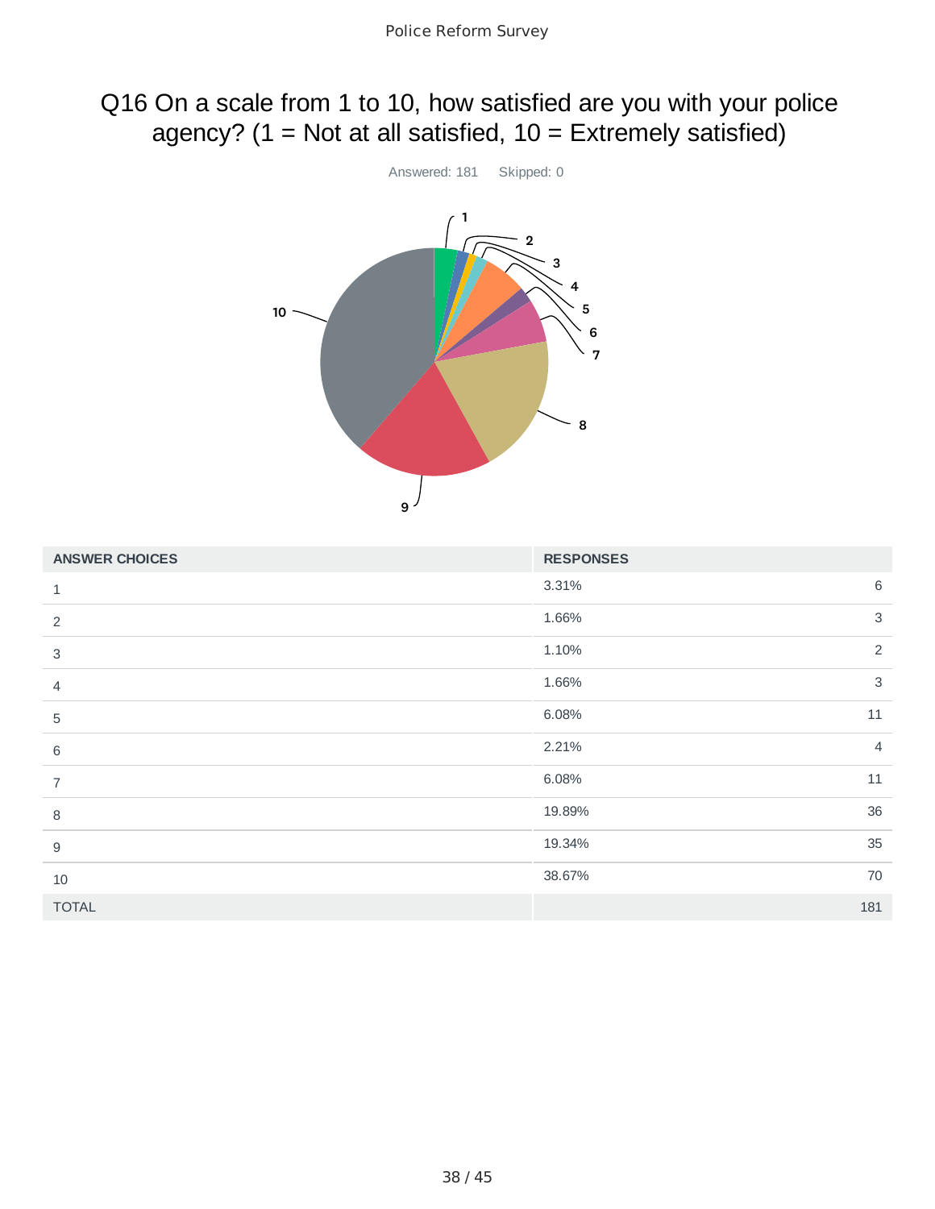# Q16 On a scale from 1 to 10, how satisfied are you with your police agency? (1 = Not at all satisfied, 10 = Extremely satisfied)

Answered: 181 Skipped: 0

| ANSWER CHOICES | RESPONSES | |
|---|---|---|
| 1 | 3.31% | 6 |
| 2 | 1.66% | 3 |
| 3 | 1.10% | 2 |
| 4 | 1.66% | 3 |
| 5 | 6.08% | 11 |
| 6 | 2.21% | 4 |
| 7 | 6.08% | 11 |
| 8 | 19.89% | 36 |
| 9 | 19.34% | 35 |
| 10 | 38.67% | 70 |
| TOTAL | | 181 |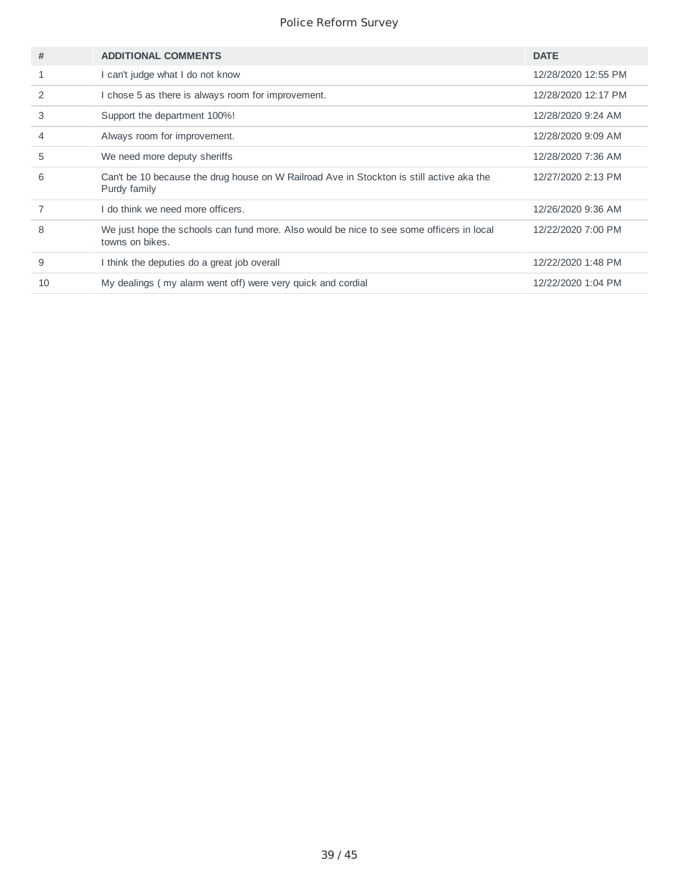| # | ADDITIONAL COMMENTS | DATE |
|---|---|---|
| 1 | I can't judge what I do not know | 12/28/2020 12:55 PM |
| 2 | I chose 5 as there is always room for improvement. | 12/28/2020 12:17 PM |
| 3 | Support the department 100%! | 12/28/2020 9:24 AM |
| 4 | Always room for improvement. | 12/28/2020 9:09 AM |
| 5 | We need more deputy sheriffs | 12/28/2020 7:36 AM |
| 6 | Can't be 10 because the drug house on W Railroad Ave in Stockton is still active aka the Purdy family | 12/27/2020 2:13 PM |
| 7 | I do think we need more officers. | 12/26/2020 9:36 AM |
| 8 | We just hope the schools can fund more. Also would be nice to see some officers in local towns on bikes. | 12/22/2020 7:00 PM |
| 9 | I think the deputies do a great job overall | 12/22/2020 1:48 PM |
| 10 | My dealings ( my alarm went off) were very quick and cordial | 12/22/2020 1:04 PM |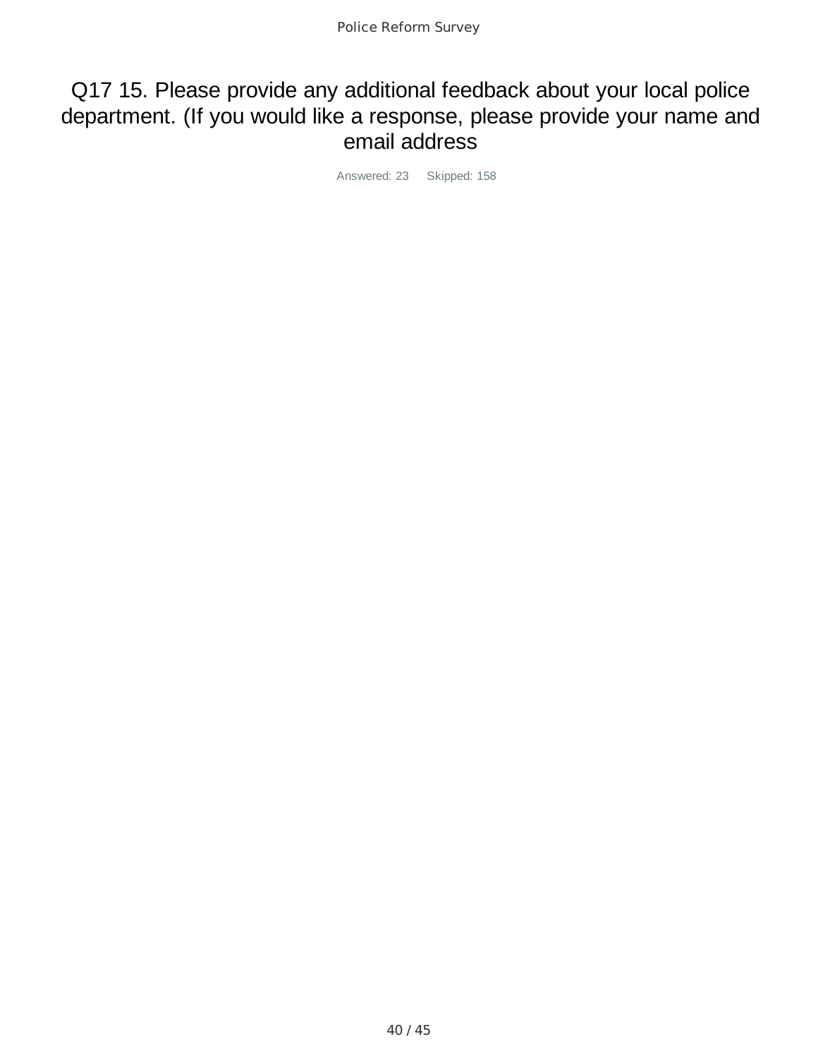# Q17 15. Please provide any additional feedback about your local police department. (If you would like a response, please provide your name and email address

Answered: 23 Skipped: 158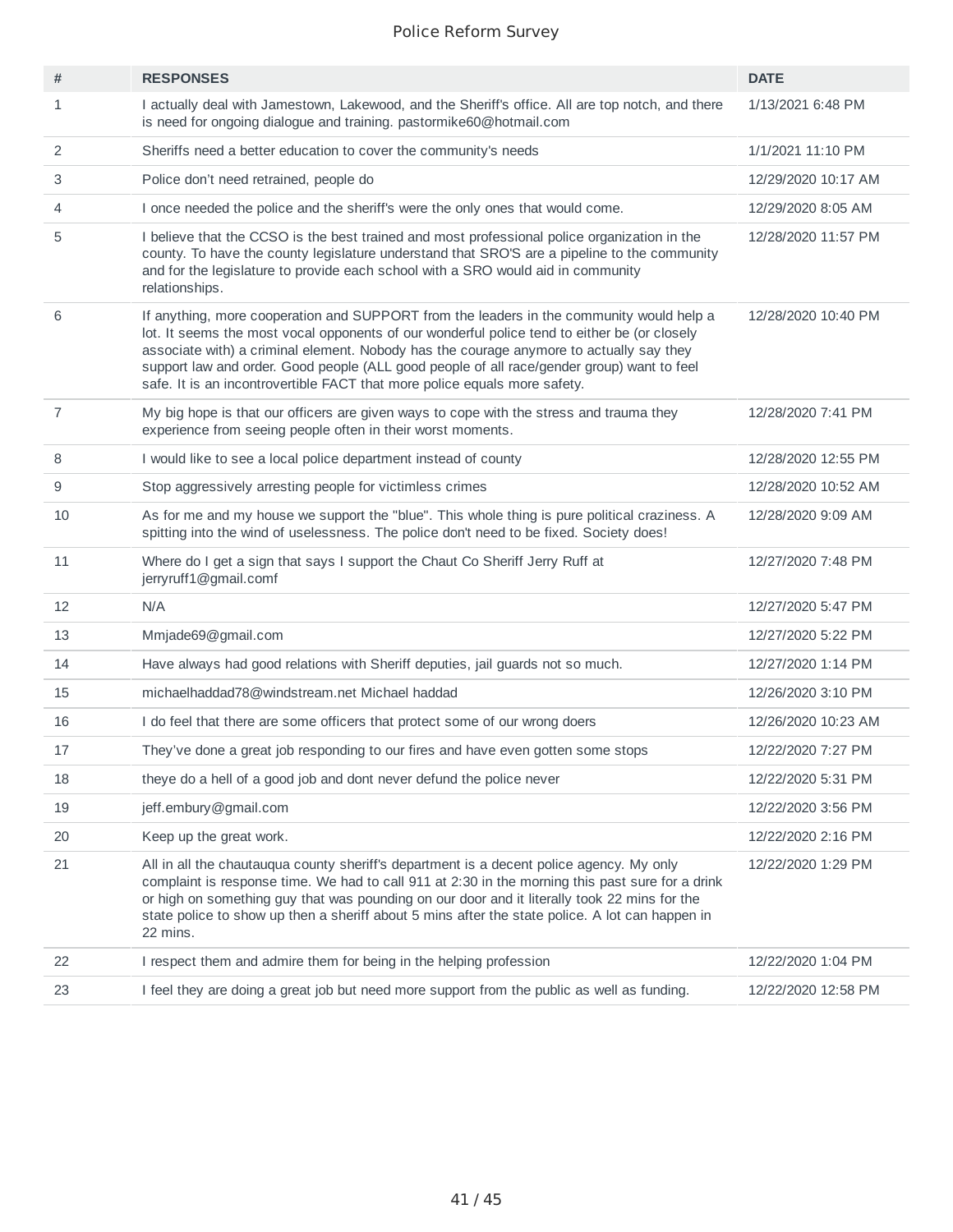| # | RESPONSES | DATE |
| --- | --- | --- |
| 1 | I actually deal with Jamestown, Lakewood, and the Sheriff's office. All are top notch, and there is need for ongoing dialogue and training. pastormike60@hotmail.com | 1/13/2021 6:48 PM |
| 2 | Sheriffs need a better education to cover the community's needs | 1/1/2021 11:10 PM |
| 3 | Police don't need retrained, people do | 12/29/2020 10:17 AM |
| 4 | I once needed the police and the sheriff's were the only ones that would come. | 12/29/2020 8:05 AM |
| 5 | I believe that the CCSO is the best trained and most professional police organization in the county. To have the county legislature understand that SRO'S are a pipeline to the community and for the legislature to provide each school with a SRO would aid in community relationships. | 12/28/2020 11:57 PM |
| 6 | If anything, more cooperation and SUPPORT from the leaders in the community would help a lot. It seems the most vocal opponents of our wonderful police tend to either be (or closely associate with) a criminal element. Nobody has the courage anymore to actually say they support law and order. Good people (ALL good people of all race/gender group) want to feel safe. It is an incontrovertible FACT that more police equals more safety. | 12/28/2020 10:40 PM |
| 7 | My big hope is that our officers are given ways to cope with the stress and trauma they experience from seeing people often in their worst moments. | 12/28/2020 7:41 PM |
| 8 | I would like to see a local police department instead of county | 12/28/2020 12:55 PM |
| 9 | Stop aggressively arresting people for victimless crimes | 12/28/2020 10:52 AM |
| 10 | As for me and my house we support the "blue". This whole thing is pure political craziness. A spitting into the wind of uselessness. The police don't need to be fixed. Society does! | 12/28/2020 9:09 AM |
| 11 | Where do I get a sign that says I support the Chaut Co Sheriff Jerry Ruff at jerryruff1@gmail.comf | 12/27/2020 7:48 PM |
| 12 | N/A | 12/27/2020 5:47 PM |
| 13 | Mmjade69@gmail.com | 12/27/2020 5:22 PM |
| 14 | Have always had good relations with Sheriff deputies, jail guards not so much. | 12/27/2020 1:14 PM |
| 15 | michaelhaddad78@windstream.net Michael haddad | 12/26/2020 3:10 PM |
| 16 | I do feel that there are some officers that protect some of our wrong doers | 12/26/2020 10:23 AM |
| 17 | They've done a great job responding to our fires and have even gotten some stops | 12/22/2020 7:27 PM |
| 18 | theye do a hell of a good job and dont never defund the police never | 12/22/2020 5:31 PM |
| 19 | jeff.embury@gmail.com | 12/22/2020 3:56 PM |
| 20 | Keep up the great work. | 12/22/2020 2:16 PM |
| 21 | All in all the chautauqua county sheriff's department is a decent police agency. My only complaint is response time. We had to call 911 at 2:30 in the morning this past sure for a drink or high on something guy that was pounding on our door and it literally took 22 mins for the state police to show up then a sheriff about 5 mins after the state police. A lot can happen in 22 mins. | 12/22/2020 1:29 PM |
| 22 | I respect them and admire them for being in the helping profession | 12/22/2020 1:04 PM |
| 23 | I feel they are doing a great job but need more support from the public as well as funding. | 12/22/2020 12:58 PM |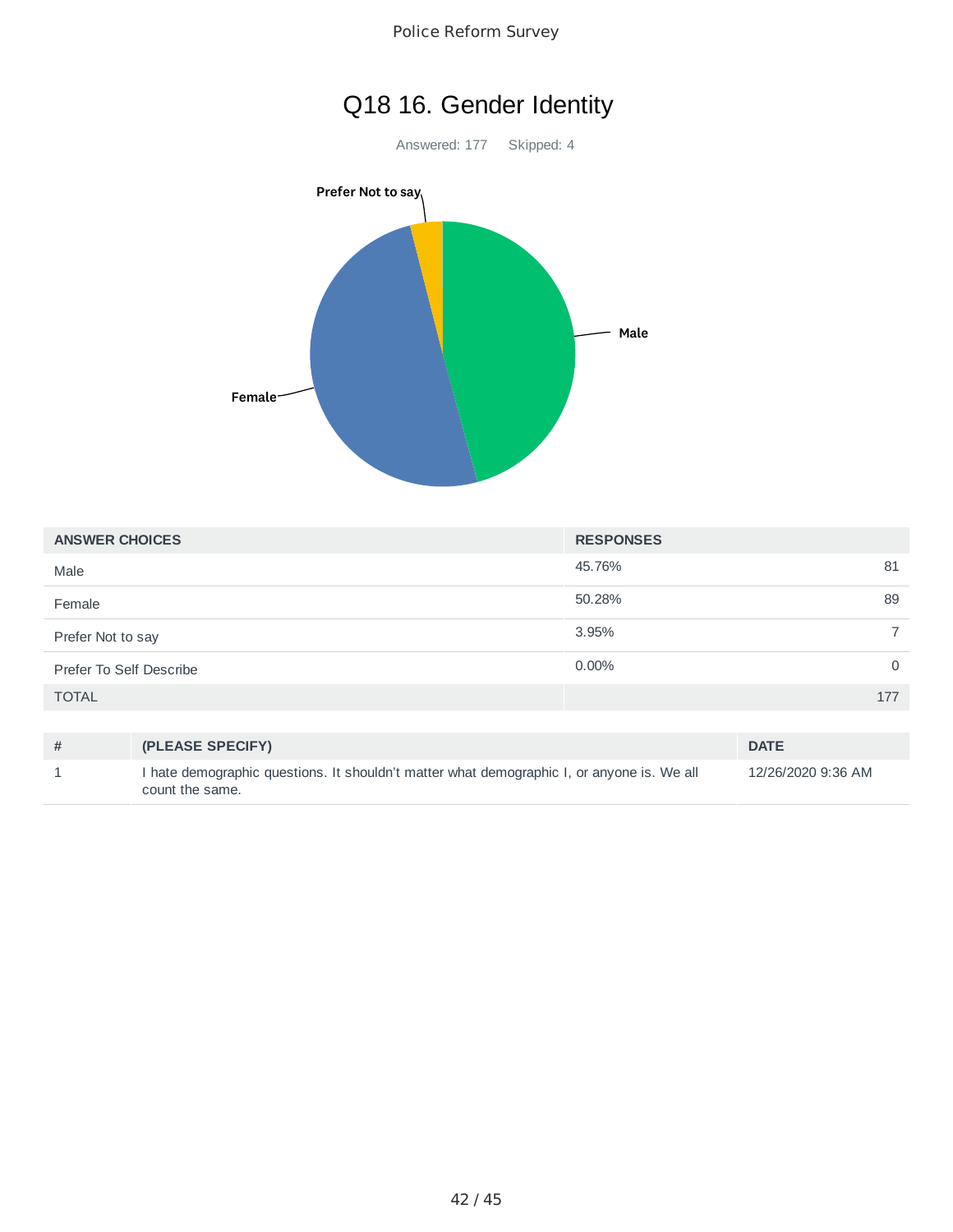# Q18 16. Gender Identity

Answered: 177 Skipped: 4

Prefer Not to say

Male

Female

| ANSWER CHOICES | RESPONSES | |
|---|---|---|
| Male | 45.76% | 81 |
| Female | 50.28% | 89 |
| Prefer Not to say | 3.95% | 7 |
| Prefer To Self Describe | 0.00% | 0 |
| TOTAL | | 177 |

| # | (PLEASE SPECIFY) | DATE |
|---|---|---|
| 1 | I hate demographic questions. It shouldn't matter what demographic I, or anyone is. We all count the same. | 12/26/2020 9:36 AM |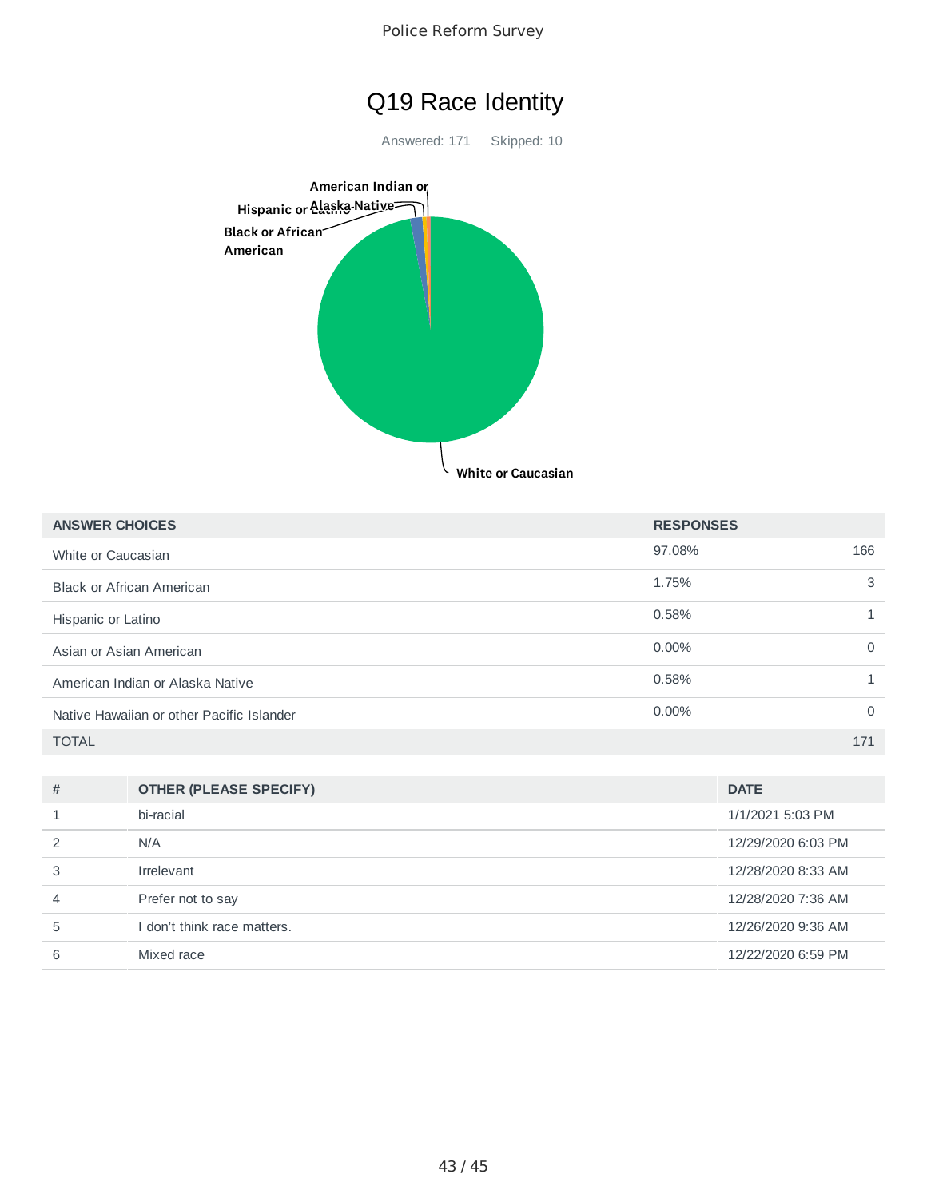# Q19 Race Identity

Answered: 171    Skipped: 10

American Indian or Alaska Native

Hispanic or Latino

Black or African American

White or Caucasian

| ANSWER CHOICES | RESPONSES | |
|---|---|---|
| White or Caucasian | 97.08% | 166 |
| Black or African American | 1.75% | 3 |
| Hispanic or Latino | 0.58% | 1 |
| Asian or Asian American | 0.00% | 0 |
| American Indian or Alaska Native | 0.58% | 1 |
| Native Hawaiian or other Pacific Islander | 0.00% | 0 |
| TOTAL | | 171 |

| # | OTHER (PLEASE SPECIFY) | DATE |
|---|---|---|
| 1 | bi-racial | 1/1/2021 5:03 PM |
| 2 | N/A | 12/29/2020 6:03 PM |
| 3 | Irrelevant | 12/28/2020 8:33 AM |
| 4 | Prefer not to say | 12/28/2020 7:36 AM |
| 5 | I don't think race matters. | 12/26/2020 9:36 AM |
| 6 | Mixed race | 12/22/2020 6:59 PM |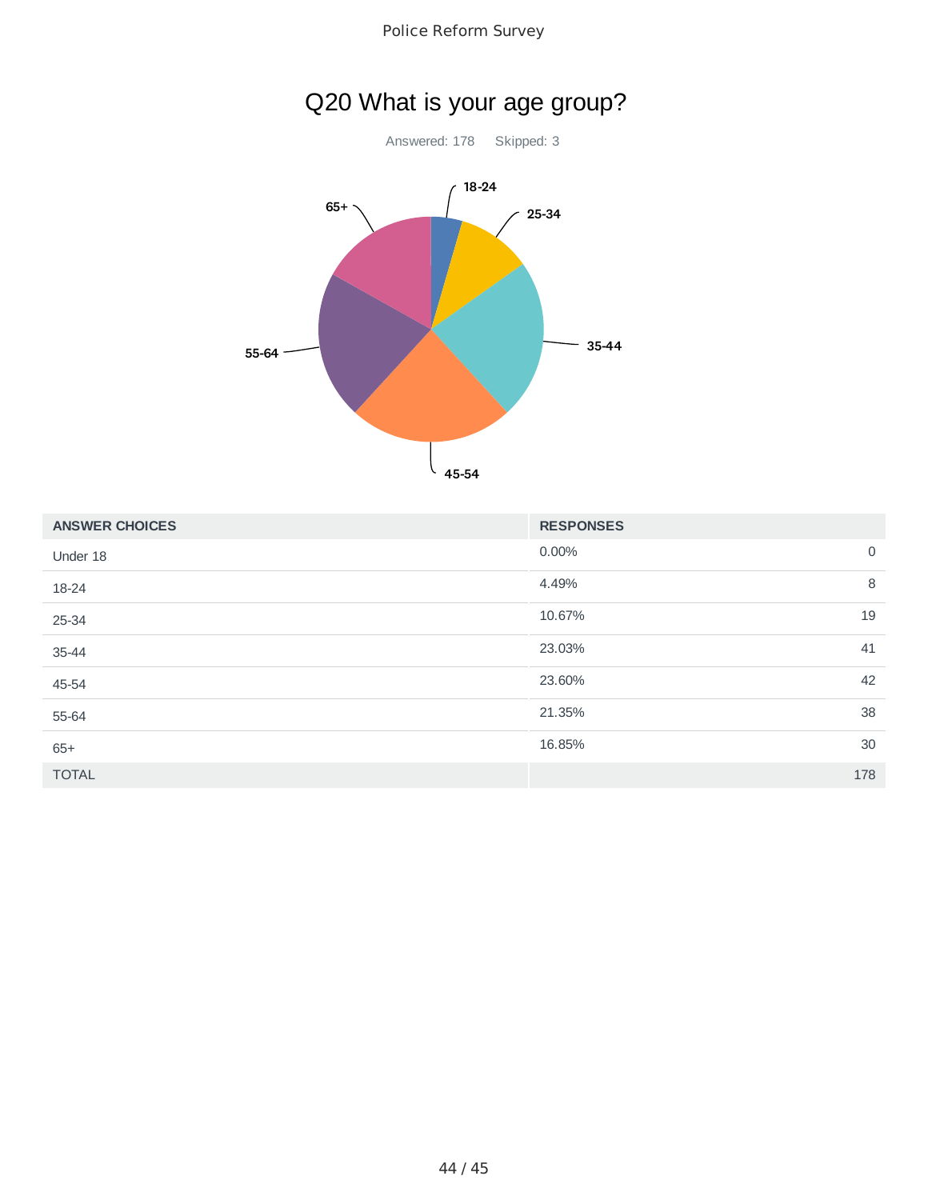# Q20 What is your age group?

Answered: 178 Skipped: 3

18-24
25-34
35-44
45-54
55-64
65+

| ANSWER CHOICES | RESPONSES | |
|---|---|---|
| Under 18 | 0.00% | 0 |
| 18-24 | 4.49% | 8 |
| 25-34 | 10.67% | 19 |
| 35-44 | 23.03% | 41 |
| 45-54 | 23.60% | 42 |
| 55-64 | 21.35% | 38 |
| 65+ | 16.85% | 30 |
| TOTAL | | 178 |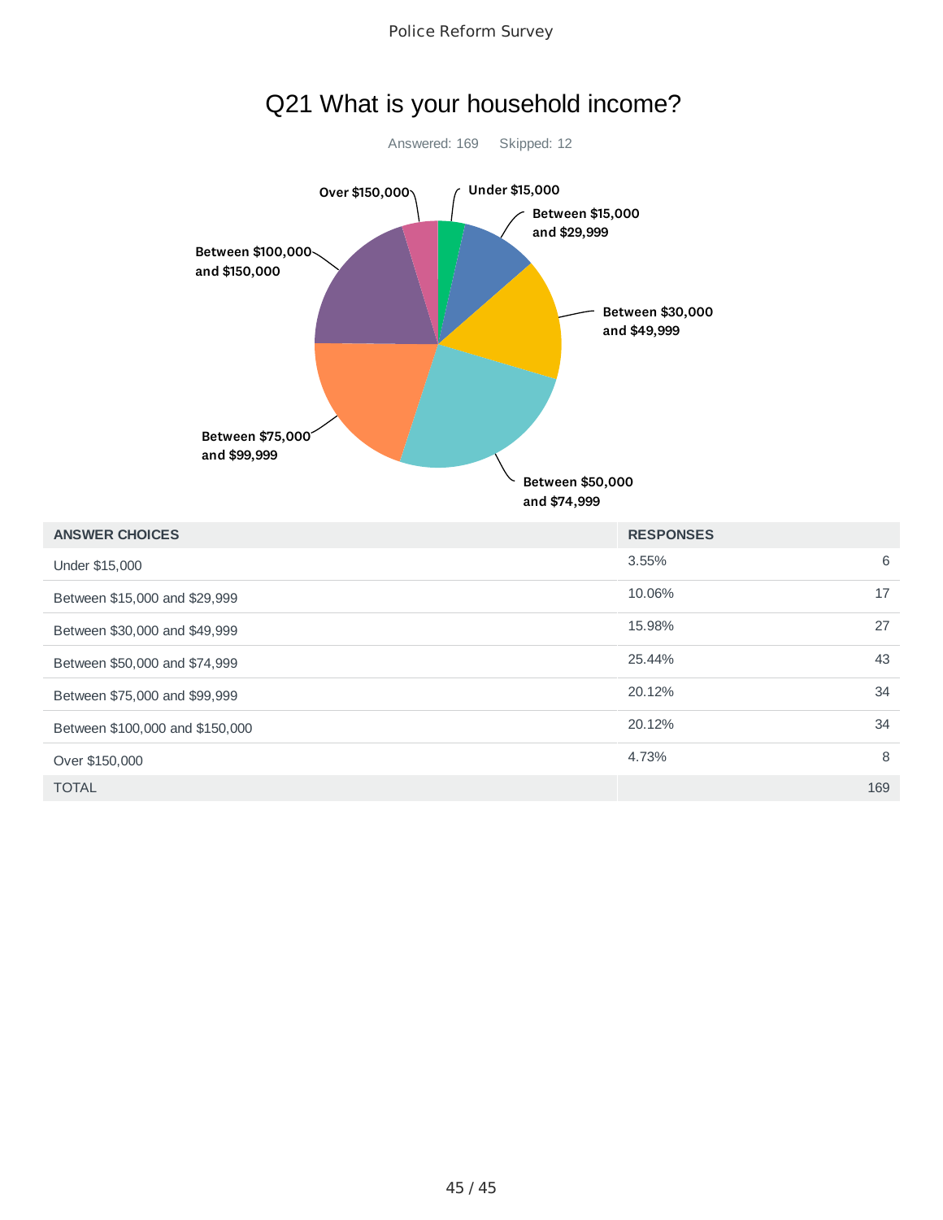# Q21 What is your household income?

Answered: 169 Skipped: 12

Over $150,000

Under $15,000

Between $15,000 and $29,999

Between $100,000 and $150,000

Between $30,000 and $49,999

Between $75,000 and $99,999

Between $50,000 and $74,999

| ANSWER CHOICES | RESPONSES | |
|---|---|---|
| Under $15,000 | 3.55% | 6 |
| Between $15,000 and $29,999 | 10.06% | 17 |
| Between $30,000 and $49,999 | 15.98% | 27 |
| Between $50,000 and $74,999 | 25.44% | 43 |
| Between $75,000 and $99,999 | 20.12% | 34 |
| Between $100,000 and $150,000 | 20.12% | 34 |
| Over $150,000 | 4.73% | 8 |
| TOTAL | | 169 |